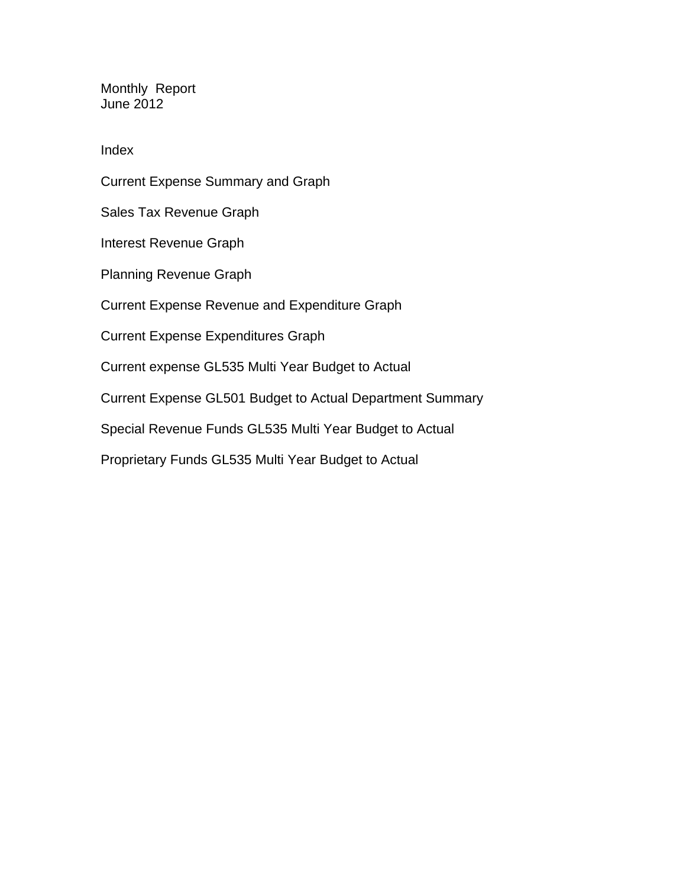# Monthly Report
June 2012

## Index

Current Expense Summary and Graph

Sales Tax Revenue Graph

Interest Revenue Graph

Planning Revenue Graph

Current Expense Revenue and Expenditure Graph

Current Expense Expenditures Graph

Current expense GL535 Multi Year Budget to Actual

Current Expense GL501 Budget to Actual Department Summary

Special Revenue Funds GL535 Multi Year Budget to Actual

Proprietary Funds GL535 Multi Year Budget to Actual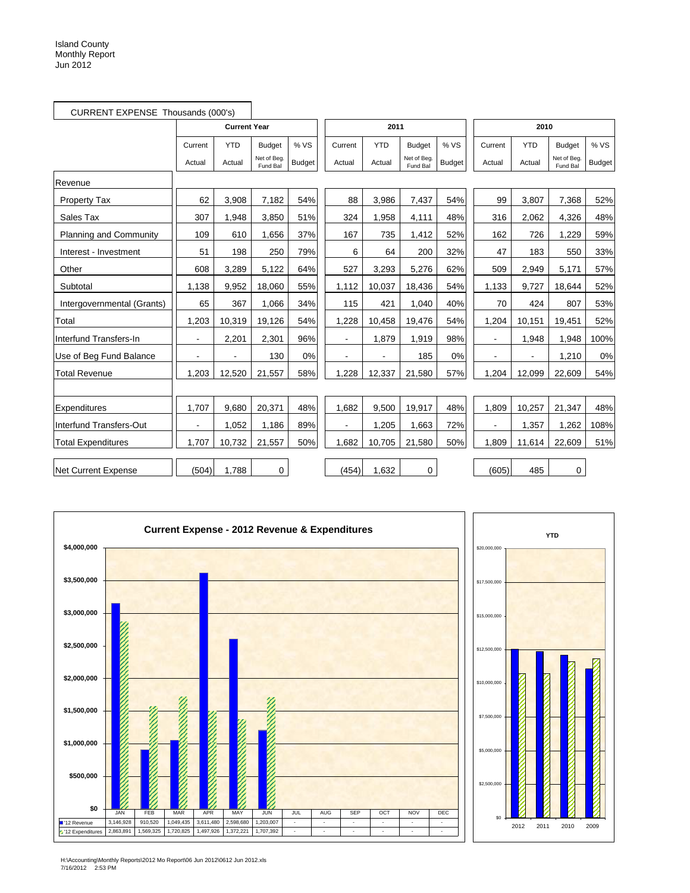Island County
Monthly Report
Jun 2012

CURRENT EXPENSE Thousands (000's)

| | Current Year | | | | 2011 | | | | 2010 | | | |
|---|---|---|---|---|---|---|---|---|---|---|---|---|
| | Current Actual | YTD Actual | Budget Net of Beg. Fund Bal | % VS Budget | Current Actual | YTD Actual | Budget Net of Beg. Fund Bal | % VS Budget | Current Actual | YTD Actual | Budget Net of Beg. Fund Bal | % VS Budget |
| Revenue | | | | | | | | | | | | |
| Property Tax | 62 | 3,908 | 7,182 | 54% | 88 | 3,986 | 7,437 | 54% | 99 | 3,807 | 7,368 | 52% |
| Sales Tax | 307 | 1,948 | 3,850 | 51% | 324 | 1,958 | 4,111 | 48% | 316 | 2,062 | 4,326 | 48% |
| Planning and Community | 109 | 610 | 1,656 | 37% | 167 | 735 | 1,412 | 52% | 162 | 726 | 1,229 | 59% |
| Interest - Investment | 51 | 198 | 250 | 79% | 6 | 64 | 200 | 32% | 47 | 183 | 550 | 33% |
| Other | 608 | 3,289 | 5,122 | 64% | 527 | 3,293 | 5,276 | 62% | 509 | 2,949 | 5,171 | 57% |
| Subtotal | 1,138 | 9,952 | 18,060 | 55% | 1,112 | 10,037 | 18,436 | 54% | 1,133 | 9,727 | 18,644 | 52% |
| Intergovernmental (Grants) | 65 | 367 | 1,066 | 34% | 115 | 421 | 1,040 | 40% | 70 | 424 | 807 | 53% |
| Total | 1,203 | 10,319 | 19,126 | 54% | 1,228 | 10,458 | 19,476 | 54% | 1,204 | 10,151 | 19,451 | 52% |
| Interfund Transfers-In | - | 2,201 | 2,301 | 96% | - | 1,879 | 1,919 | 98% | - | 1,948 | 1,948 | 100% |
| Use of Beg Fund Balance | - | - | 130 | 0% | - | - | 185 | 0% | - | - | 1,210 | 0% |
| Total Revenue | 1,203 | 12,520 | 21,557 | 58% | 1,228 | 12,337 | 21,580 | 57% | 1,204 | 12,099 | 22,609 | 54% |
| | | | | | | | | | | | | |
| Expenditures | 1,707 | 9,680 | 20,371 | 48% | 1,682 | 9,500 | 19,917 | 48% | 1,809 | 10,257 | 21,347 | 48% |
| Interfund Transfers-Out | - | 1,052 | 1,186 | 89% | - | 1,205 | 1,663 | 72% | - | 1,357 | 1,262 | 108% |
| Total Expenditures | 1,707 | 10,732 | 21,557 | 50% | 1,682 | 10,705 | 21,580 | 50% | 1,809 | 11,614 | 22,609 | 51% |
| | | | | | | | | | | | | |
| Net Current Expense | (504) | 1,788 | 0 | | (454) | 1,632 | 0 | | (605) | 485 | 0 | |

**Current Expense - 2012 Revenue & Expenditures**

| | JAN | FEB | MAR | APR | MAY | JUN | JUL | AUG | SEP | OCT | NOV | DEC |
|---|---|---|---|---|---|---|---|---|---|---|---|---|
| '12 Revenue | 3,146,928 | 910,520 | 1,049,435 | 3,611,480 | 2,598,680 | 1,203,007 | - | - | - | - | - | - |
| '12 Expenditures | 2,863,891 | 1,569,325 | 1,720,825 | 1,497,926 | 1,372,221 | 1,707,392 | - | - | - | - | - | - |

**YTD**

2012 2011 2010 2009

H:\Accounting\Monthly Reports\2012 Mo Report\06 Jun 2012\0612 Jun 2012.xls
7/16/2012 2:53 PM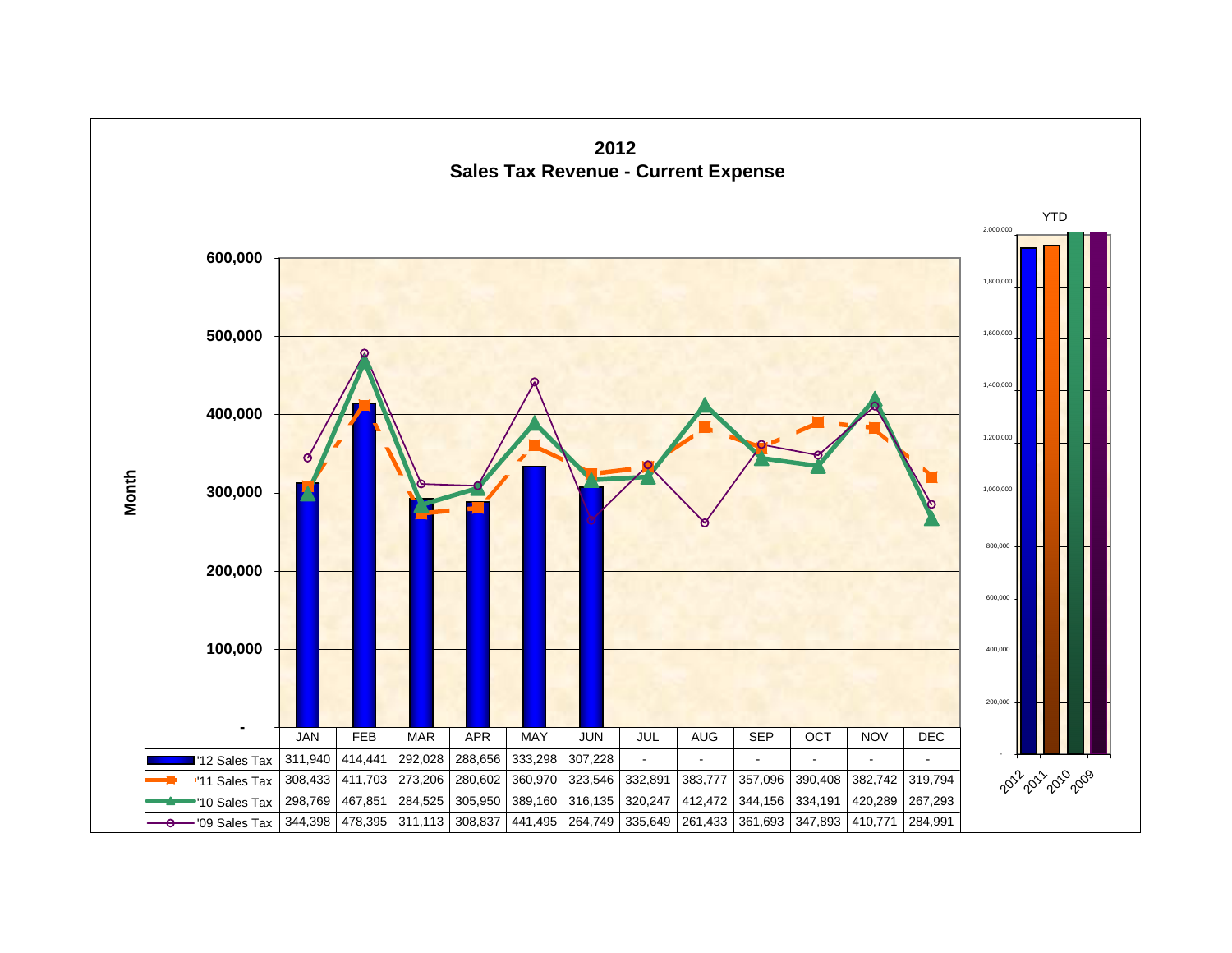# 2012
## Sales Tax Revenue - Current Expense

| | JAN | FEB | MAR | APR | MAY | JUN | JUL | AUG | SEP | OCT | NOV | DEC |
|---|---|---|---|---|---|---|---|---|---|---|---|---|
| '12 Sales Tax | 311,940 | 414,441 | 292,028 | 288,656 | 333,298 | 307,228 | - | - | - | - | - | - |
| '11 Sales Tax | 308,433 | 411,703 | 273,206 | 280,602 | 360,970 | 323,546 | 332,891 | 383,777 | 357,096 | 390,408 | 382,742 | 319,794 |
| '10 Sales Tax | 298,769 | 467,851 | 284,525 | 305,950 | 389,160 | 316,135 | 320,247 | 412,472 | 344,156 | 334,191 | 420,289 | 267,293 |
| '09 Sales Tax | 344,398 | 478,395 | 311,113 | 308,837 | 441,495 | 264,749 | 335,649 | 261,433 | 361,693 | 347,893 | 410,771 | 284,991 |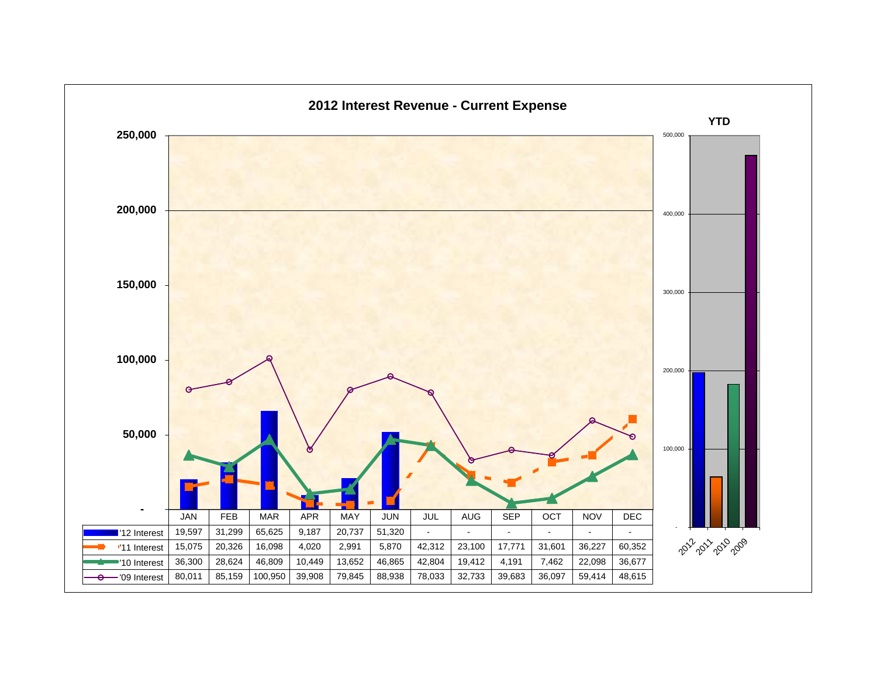# 2012 Interest Revenue - Current Expense

| | JAN | FEB | MAR | APR | MAY | JUN | JUL | AUG | SEP | OCT | NOV | DEC |
|---|---|---|---|---|---|---|---|---|---|---|---|---|
| '12 Interest | 19,597 | 31,299 | 65,625 | 9,187 | 20,737 | 51,320 | - | - | - | - | - | - |
| '11 Interest | 15,075 | 20,326 | 16,098 | 4,020 | 2,991 | 5,870 | 42,312 | 23,100 | 17,771 | 31,601 | 36,227 | 60,352 |
| '10 Interest | 36,300 | 28,624 | 46,809 | 10,449 | 13,652 | 46,865 | 42,804 | 19,412 | 4,191 | 7,462 | 22,098 | 36,677 |
| '09 Interest | 80,011 | 85,159 | 100,950 | 39,908 | 79,845 | 88,938 | 78,033 | 32,733 | 39,683 | 36,097 | 59,414 | 48,615 |

YTD

2012 2011 2010 2009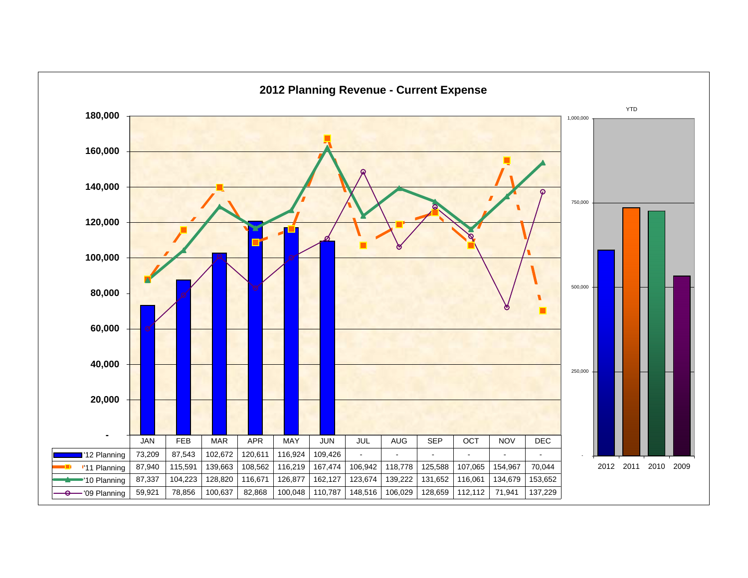## 2012 Planning Revenue - Current Expense

| | JAN | FEB | MAR | APR | MAY | JUN | JUL | AUG | SEP | OCT | NOV | DEC |
|---|---|---|---|---|---|---|---|---|---|---|---|---|
| '12 Planning | 73,209 | 87,543 | 102,672 | 120,611 | 116,924 | 109,426 | - | - | - | - | - | - |
| '11 Planning | 87,940 | 115,591 | 139,663 | 108,562 | 116,219 | 167,474 | 106,942 | 118,778 | 125,588 | 107,065 | 154,967 | 70,044 |
| '10 Planning | 87,337 | 104,223 | 128,820 | 116,671 | 126,877 | 162,127 | 123,674 | 139,222 | 131,652 | 116,061 | 134,679 | 153,652 |
| '09 Planning | 59,921 | 78,856 | 100,637 | 82,868 | 100,048 | 110,787 | 148,516 | 106,029 | 128,659 | 112,112 | 71,941 | 137,229 |

YTD: 2012, 2011, 2010, 2009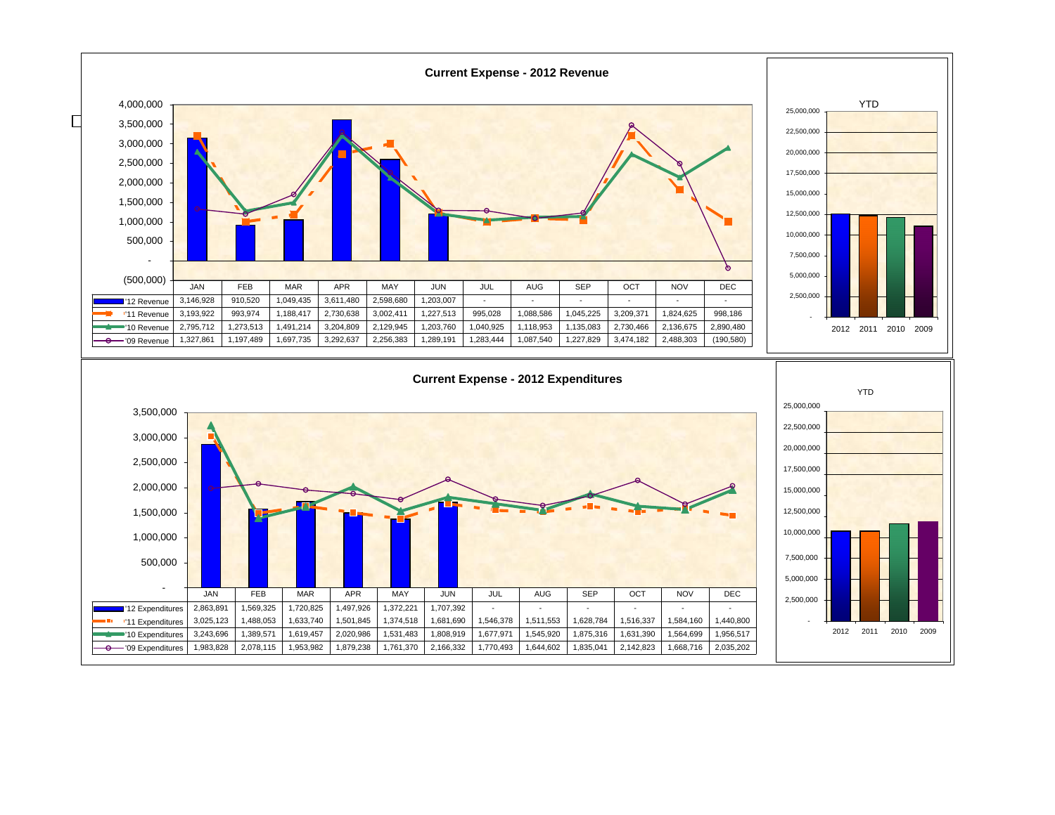## Current Expense - 2012 Revenue

| | JAN | FEB | MAR | APR | MAY | JUN | JUL | AUG | SEP | OCT | NOV | DEC |
|---|---|---|---|---|---|---|---|---|---|---|---|---|
| '12 Revenue | 3,146,928 | 910,520 | 1,049,435 | 3,611,480 | 2,598,680 | 1,203,007 | - | - | - | - | - | - |
| '11 Revenue | 3,193,922 | 993,974 | 1,188,417 | 2,730,638 | 3,002,411 | 1,227,513 | 995,028 | 1,088,586 | 1,045,225 | 3,209,371 | 1,824,625 | 998,186 |
| '10 Revenue | 2,795,712 | 1,273,513 | 1,491,214 | 3,204,809 | 2,129,945 | 1,203,760 | 1,040,925 | 1,118,953 | 1,135,083 | 2,730,466 | 2,136,675 | 2,890,480 |
| '09 Revenue | 1,327,861 | 1,197,489 | 1,697,735 | 3,292,637 | 2,256,383 | 1,289,191 | 1,283,444 | 1,087,540 | 1,227,829 | 3,474,182 | 2,488,303 | (190,580) |

YTD

2012 2011 2010 2009

## Current Expense - 2012 Expenditures

| | JAN | FEB | MAR | APR | MAY | JUN | JUL | AUG | SEP | OCT | NOV | DEC |
|---|---|---|---|---|---|---|---|---|---|---|---|---|
| '12 Expenditures | 2,863,891 | 1,569,325 | 1,720,825 | 1,497,926 | 1,372,221 | 1,707,392 | - | - | - | - | - | - |
| '11 Expenditures | 3,025,123 | 1,488,053 | 1,633,740 | 1,501,845 | 1,374,518 | 1,681,690 | 1,546,378 | 1,511,553 | 1,628,784 | 1,516,337 | 1,584,160 | 1,440,800 |
| '10 Expenditures | 3,243,696 | 1,389,571 | 1,619,457 | 2,020,986 | 1,531,483 | 1,808,919 | 1,677,971 | 1,545,920 | 1,875,316 | 1,631,390 | 1,564,699 | 1,956,517 |
| '09 Expenditures | 1,983,828 | 2,078,115 | 1,953,982 | 1,879,238 | 1,761,370 | 2,166,332 | 1,770,493 | 1,644,602 | 1,835,041 | 2,142,823 | 1,668,716 | 2,035,202 |

YTD

2012 2011 2010 2009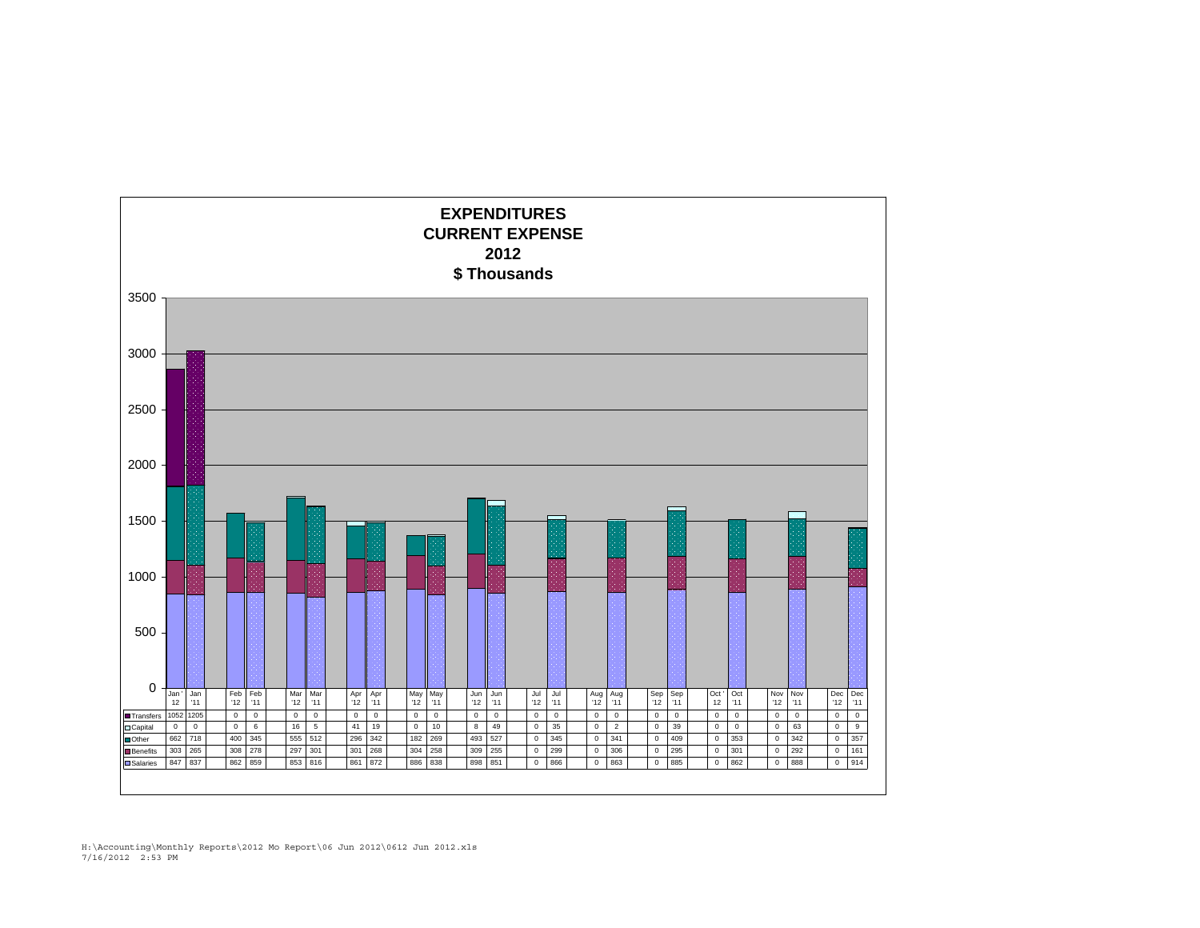# EXPENDITURES
# CURRENT EXPENSE
# 2012
# $ Thousands

| | Jan '12 | Jan '11 | Feb '12 | Feb '11 | Mar '12 | Mar '11 | Apr '12 | Apr '11 | May '12 | May '11 | Jun '12 | Jun '11 | Jul '12 | Jul '11 | Aug '12 | Aug '11 | Sep '12 | Sep '11 | Oct '12 | Oct '11 | Nov '12 | Nov '11 | Dec '12 | Dec '11 |
|---|---|---|---|---|---|---|---|---|---|---|---|---|---|---|---|---|---|---|---|---|---|---|---|---|
| Transfers | 1052 | 1205 | 0 | 0 | 0 | 0 | 0 | 0 | 0 | 0 | 0 | 0 | 0 | 0 | 0 | 0 | 0 | 0 | 0 | 0 | 0 | 0 | 0 | 0 |
| Capital | 0 | 0 | 0 | 6 | 16 | 5 | 41 | 19 | 0 | 10 | 8 | 49 | 0 | 35 | 0 | 2 | 0 | 39 | 0 | 0 | 0 | 63 | 0 | 9 |
| Other | 662 | 718 | 400 | 345 | 555 | 512 | 296 | 342 | 182 | 269 | 493 | 527 | 0 | 345 | 0 | 341 | 0 | 409 | 0 | 353 | 0 | 342 | 0 | 357 |
| Benefits | 303 | 265 | 308 | 278 | 297 | 301 | 301 | 268 | 304 | 258 | 309 | 255 | 0 | 299 | 0 | 306 | 0 | 295 | 0 | 301 | 0 | 292 | 0 | 161 |
| Salaries | 847 | 837 | 862 | 859 | 853 | 816 | 861 | 872 | 886 | 838 | 898 | 851 | 0 | 866 | 0 | 863 | 0 | 885 | 0 | 862 | 0 | 888 | 0 | 914 |

H:\Accounting\Monthly Reports\2012 Mo Report\06 Jun 2012\0612 Jun 2012.xls
7/16/2012 2:53 PM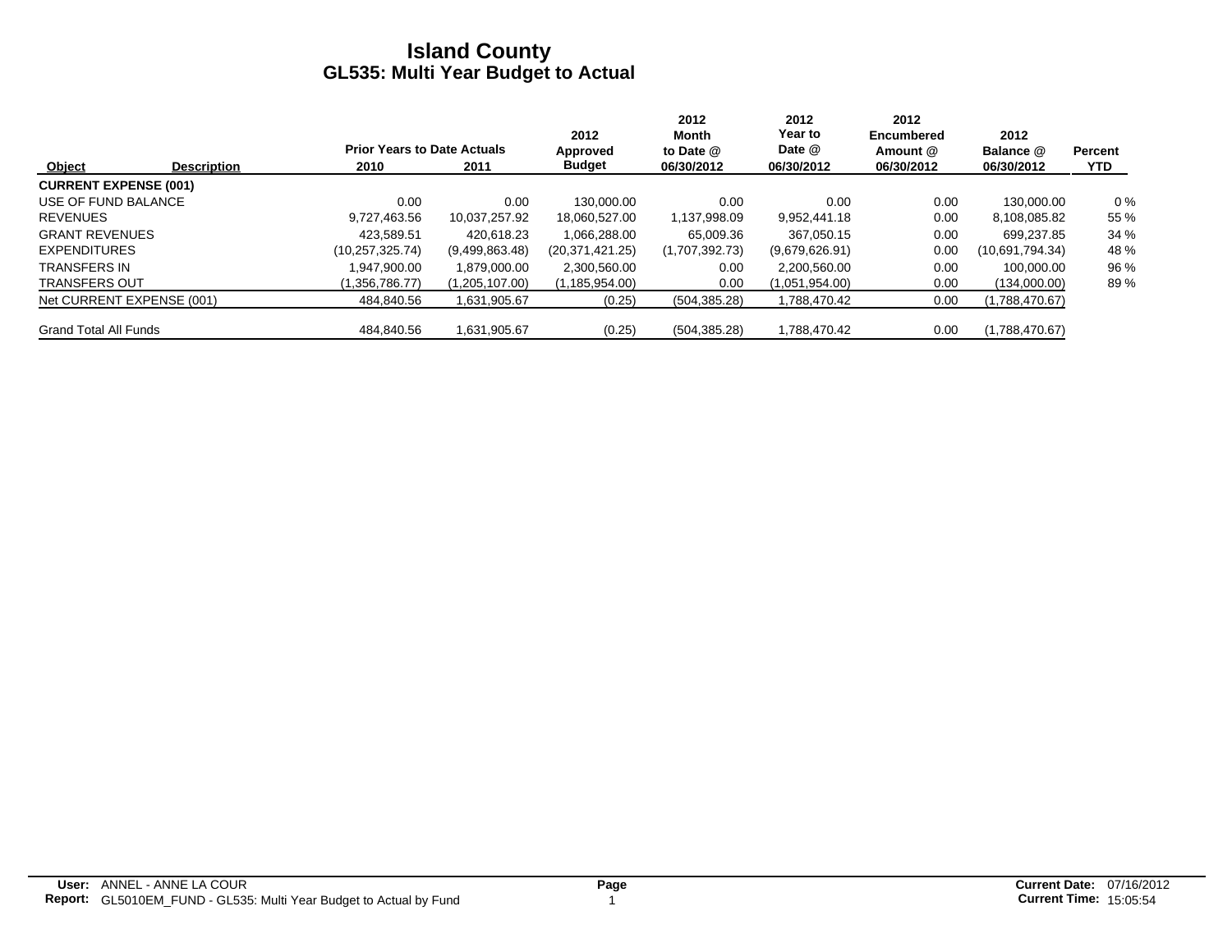# Island County
## GL535: Multi Year Budget to Actual

| Object | Description | Prior Years to Date Actuals 2010 | 2011 | 2012 Approved Budget | 2012 Month to Date @ 06/30/2012 | 2012 Year to Date @ 06/30/2012 | 2012 Encumbered Amount @ 06/30/2012 | 2012 Balance @ 06/30/2012 | Percent YTD |
|---|---|---|---|---|---|---|---|---|---|
| **CURRENT EXPENSE (001)** | | | | | | | | | |
| USE OF FUND BALANCE | | 0.00 | 0.00 | 130,000.00 | 0.00 | 0.00 | 0.00 | 130,000.00 | 0 % |
| REVENUES | | 9,727,463.56 | 10,037,257.92 | 18,060,527.00 | 1,137,998.09 | 9,952,441.18 | 0.00 | 8,108,085.82 | 55 % |
| GRANT REVENUES | | 423,589.51 | 420,618.23 | 1,066,288.00 | 65,009.36 | 367,050.15 | 0.00 | 699,237.85 | 34 % |
| EXPENDITURES | | (10,257,325.74) | (9,499,863.48) | (20,371,421.25) | (1,707,392.73) | (9,679,626.91) | 0.00 | (10,691,794.34) | 48 % |
| TRANSFERS IN | | 1,947,900.00 | 1,879,000.00 | 2,300,560.00 | 0.00 | 2,200,560.00 | 0.00 | 100,000.00 | 96 % |
| TRANSFERS OUT | | (1,356,786.77) | (1,205,107.00) | (1,185,954.00) | 0.00 | (1,051,954.00) | 0.00 | (134,000.00) | 89 % |
| Net CURRENT EXPENSE (001) | | 484,840.56 | 1,631,905.67 | (0.25) | (504,385.28) | 1,788,470.42 | 0.00 | (1,788,470.67) | |
| Grand Total All Funds | | 484,840.56 | 1,631,905.67 | (0.25) | (504,385.28) | 1,788,470.42 | 0.00 | (1,788,470.67) | |

**User:** ANNEL - ANNE LA COUR
**Report:** GL5010EM_FUND - GL535: Multi Year Budget to Actual by Fund
**Current Date:** 07/16/2012
**Current Time:** 15:05:54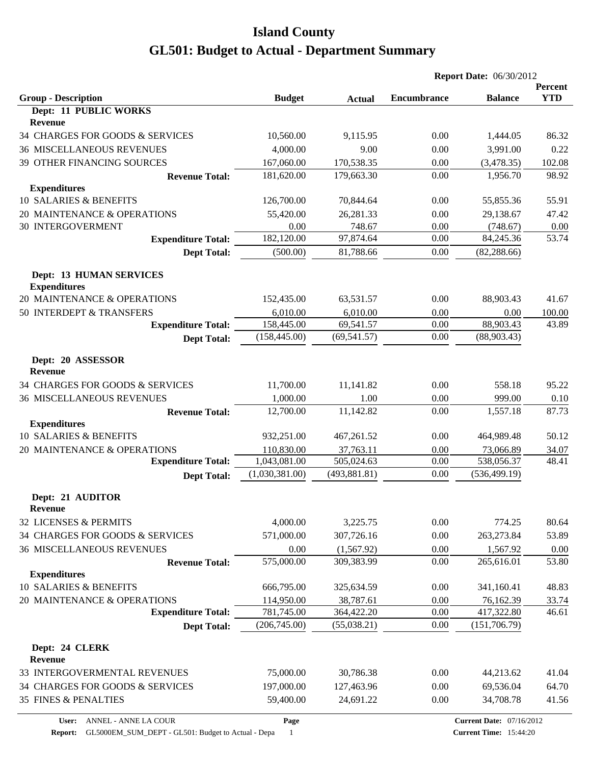# Island County

# GL501: Budget to Actual - Department Summary

**Report Date:** 06/30/2012

| Group - Description | Budget | Actual | Encumbrance | Balance | Percent YTD |
|---|---|---|---|---|---|
| **Dept: 11 PUBLIC WORKS** | | | | | |
| **Revenue** | | | | | |
| 34 CHARGES FOR GOODS & SERVICES | 10,560.00 | 9,115.95 | 0.00 | 1,444.05 | 86.32 |
| 36 MISCELLANEOUS REVENUES | 4,000.00 | 9.00 | 0.00 | 3,991.00 | 0.22 |
| 39 OTHER FINANCING SOURCES | 167,060.00 | 170,538.35 | 0.00 | (3,478.35) | 102.08 |
| **Revenue Total:** | 181,620.00 | 179,663.30 | 0.00 | 1,956.70 | 98.92 |
| **Expenditures** | | | | | |
| 10 SALARIES & BENEFITS | 126,700.00 | 70,844.64 | 0.00 | 55,855.36 | 55.91 |
| 20 MAINTENANCE & OPERATIONS | 55,420.00 | 26,281.33 | 0.00 | 29,138.67 | 47.42 |
| 30 INTERGOVERMENT | 0.00 | 748.67 | 0.00 | (748.67) | 0.00 |
| **Expenditure Total:** | 182,120.00 | 97,874.64 | 0.00 | 84,245.36 | 53.74 |
| **Dept Total:** | (500.00) | 81,788.66 | 0.00 | (82,288.66) | |
| **Dept: 13 HUMAN SERVICES** | | | | | |
| **Expenditures** | | | | | |
| 20 MAINTENANCE & OPERATIONS | 152,435.00 | 63,531.57 | 0.00 | 88,903.43 | 41.67 |
| 50 INTERDEPT & TRANSFERS | 6,010.00 | 6,010.00 | 0.00 | 0.00 | 100.00 |
| **Expenditure Total:** | 158,445.00 | 69,541.57 | 0.00 | 88,903.43 | 43.89 |
| **Dept Total:** | (158,445.00) | (69,541.57) | 0.00 | (88,903.43) | |
| **Dept: 20 ASSESSOR** | | | | | |
| **Revenue** | | | | | |
| 34 CHARGES FOR GOODS & SERVICES | 11,700.00 | 11,141.82 | 0.00 | 558.18 | 95.22 |
| 36 MISCELLANEOUS REVENUES | 1,000.00 | 1.00 | 0.00 | 999.00 | 0.10 |
| **Revenue Total:** | 12,700.00 | 11,142.82 | 0.00 | 1,557.18 | 87.73 |
| **Expenditures** | | | | | |
| 10 SALARIES & BENEFITS | 932,251.00 | 467,261.52 | 0.00 | 464,989.48 | 50.12 |
| 20 MAINTENANCE & OPERATIONS | 110,830.00 | 37,763.11 | 0.00 | 73,066.89 | 34.07 |
| **Expenditure Total:** | 1,043,081.00 | 505,024.63 | 0.00 | 538,056.37 | 48.41 |
| **Dept Total:** | (1,030,381.00) | (493,881.81) | 0.00 | (536,499.19) | |
| **Dept: 21 AUDITOR** | | | | | |
| **Revenue** | | | | | |
| 32 LICENSES & PERMITS | 4,000.00 | 3,225.75 | 0.00 | 774.25 | 80.64 |
| 34 CHARGES FOR GOODS & SERVICES | 571,000.00 | 307,726.16 | 0.00 | 263,273.84 | 53.89 |
| 36 MISCELLANEOUS REVENUES | 0.00 | (1,567.92) | 0.00 | 1,567.92 | 0.00 |
| **Revenue Total:** | 575,000.00 | 309,383.99 | 0.00 | 265,616.01 | 53.80 |
| **Expenditures** | | | | | |
| 10 SALARIES & BENEFITS | 666,795.00 | 325,634.59 | 0.00 | 341,160.41 | 48.83 |
| 20 MAINTENANCE & OPERATIONS | 114,950.00 | 38,787.61 | 0.00 | 76,162.39 | 33.74 |
| **Expenditure Total:** | 781,745.00 | 364,422.20 | 0.00 | 417,322.80 | 46.61 |
| **Dept Total:** | (206,745.00) | (55,038.21) | 0.00 | (151,706.79) | |
| **Dept: 24 CLERK** | | | | | |
| **Revenue** | | | | | |
| 33 INTERGOVERMENTAL REVENUES | 75,000.00 | 30,786.38 | 0.00 | 44,213.62 | 41.04 |
| 34 CHARGES FOR GOODS & SERVICES | 197,000.00 | 127,463.96 | 0.00 | 69,536.04 | 64.70 |
| 35 FINES & PENALTIES | 59,400.00 | 24,691.22 | 0.00 | 34,708.78 | 41.56 |

**User:** ANNEL - ANNE LA COUR
**Report:** GL5000EM_SUM_DEPT - GL501: Budget to Actual - Depa
**Current Date:** 07/16/2012
**Current Time:** 15:44:20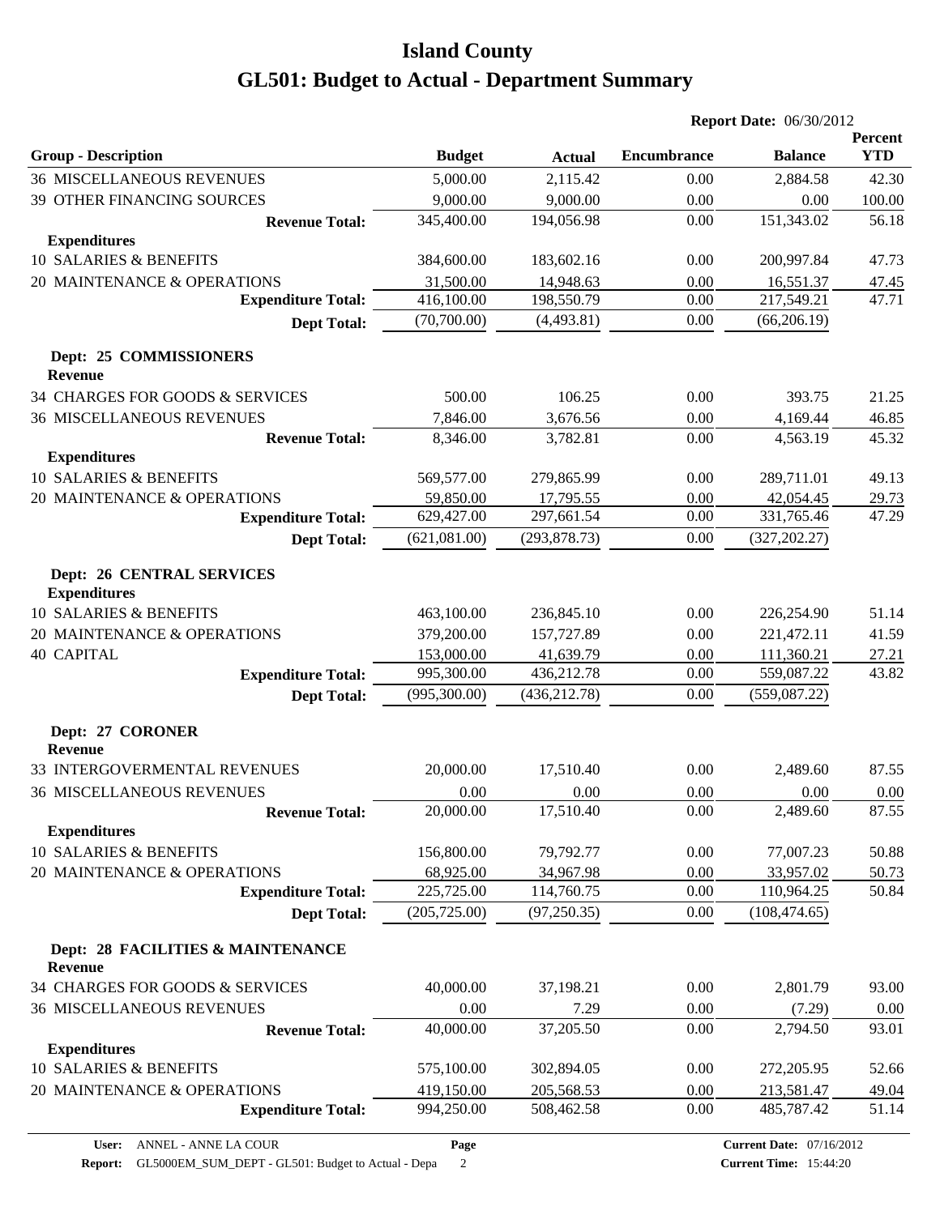# Island County

# GL501: Budget to Actual - Department Summary

**Report Date:** 06/30/2012

| Group - Description | Budget | Actual | Encumbrance | Balance | Percent YTD |
|---|---|---|---|---|---|
| 36 MISCELLANEOUS REVENUES | 5,000.00 | 2,115.42 | 0.00 | 2,884.58 | 42.30 |
| 39 OTHER FINANCING SOURCES | 9,000.00 | 9,000.00 | 0.00 | 0.00 | 100.00 |
| **Revenue Total:** | 345,400.00 | 194,056.98 | 0.00 | 151,343.02 | 56.18 |
| **Expenditures** | | | | | |
| 10 SALARIES & BENEFITS | 384,600.00 | 183,602.16 | 0.00 | 200,997.84 | 47.73 |
| 20 MAINTENANCE & OPERATIONS | 31,500.00 | 14,948.63 | 0.00 | 16,551.37 | 47.45 |
| **Expenditure Total:** | 416,100.00 | 198,550.79 | 0.00 | 217,549.21 | 47.71 |
| **Dept Total:** | (70,700.00) | (4,493.81) | 0.00 | (66,206.19) | |
| **Dept: 25 COMMISSIONERS** | | | | | |
| **Revenue** | | | | | |
| 34 CHARGES FOR GOODS & SERVICES | 500.00 | 106.25 | 0.00 | 393.75 | 21.25 |
| 36 MISCELLANEOUS REVENUES | 7,846.00 | 3,676.56 | 0.00 | 4,169.44 | 46.85 |
| **Revenue Total:** | 8,346.00 | 3,782.81 | 0.00 | 4,563.19 | 45.32 |
| **Expenditures** | | | | | |
| 10 SALARIES & BENEFITS | 569,577.00 | 279,865.99 | 0.00 | 289,711.01 | 49.13 |
| 20 MAINTENANCE & OPERATIONS | 59,850.00 | 17,795.55 | 0.00 | 42,054.45 | 29.73 |
| **Expenditure Total:** | 629,427.00 | 297,661.54 | 0.00 | 331,765.46 | 47.29 |
| **Dept Total:** | (621,081.00) | (293,878.73) | 0.00 | (327,202.27) | |
| **Dept: 26 CENTRAL SERVICES** | | | | | |
| **Expenditures** | | | | | |
| 10 SALARIES & BENEFITS | 463,100.00 | 236,845.10 | 0.00 | 226,254.90 | 51.14 |
| 20 MAINTENANCE & OPERATIONS | 379,200.00 | 157,727.89 | 0.00 | 221,472.11 | 41.59 |
| 40 CAPITAL | 153,000.00 | 41,639.79 | 0.00 | 111,360.21 | 27.21 |
| **Expenditure Total:** | 995,300.00 | 436,212.78 | 0.00 | 559,087.22 | 43.82 |
| **Dept Total:** | (995,300.00) | (436,212.78) | 0.00 | (559,087.22) | |
| **Dept: 27 CORONER** | | | | | |
| **Revenue** | | | | | |
| 33 INTERGOVERMENTAL REVENUES | 20,000.00 | 17,510.40 | 0.00 | 2,489.60 | 87.55 |
| 36 MISCELLANEOUS REVENUES | 0.00 | 0.00 | 0.00 | 0.00 | 0.00 |
| **Revenue Total:** | 20,000.00 | 17,510.40 | 0.00 | 2,489.60 | 87.55 |
| **Expenditures** | | | | | |
| 10 SALARIES & BENEFITS | 156,800.00 | 79,792.77 | 0.00 | 77,007.23 | 50.88 |
| 20 MAINTENANCE & OPERATIONS | 68,925.00 | 34,967.98 | 0.00 | 33,957.02 | 50.73 |
| **Expenditure Total:** | 225,725.00 | 114,760.75 | 0.00 | 110,964.25 | 50.84 |
| **Dept Total:** | (205,725.00) | (97,250.35) | 0.00 | (108,474.65) | |
| **Dept: 28 FACILITIES & MAINTENANCE** | | | | | |
| **Revenue** | | | | | |
| 34 CHARGES FOR GOODS & SERVICES | 40,000.00 | 37,198.21 | 0.00 | 2,801.79 | 93.00 |
| 36 MISCELLANEOUS REVENUES | 0.00 | 7.29 | 0.00 | (7.29) | 0.00 |
| **Revenue Total:** | 40,000.00 | 37,205.50 | 0.00 | 2,794.50 | 93.01 |
| **Expenditures** | | | | | |
| 10 SALARIES & BENEFITS | 575,100.00 | 302,894.05 | 0.00 | 272,205.95 | 52.66 |
| 20 MAINTENANCE & OPERATIONS | 419,150.00 | 205,568.53 | 0.00 | 213,581.47 | 49.04 |
| **Expenditure Total:** | 994,250.00 | 508,462.58 | 0.00 | 485,787.42 | 51.14 |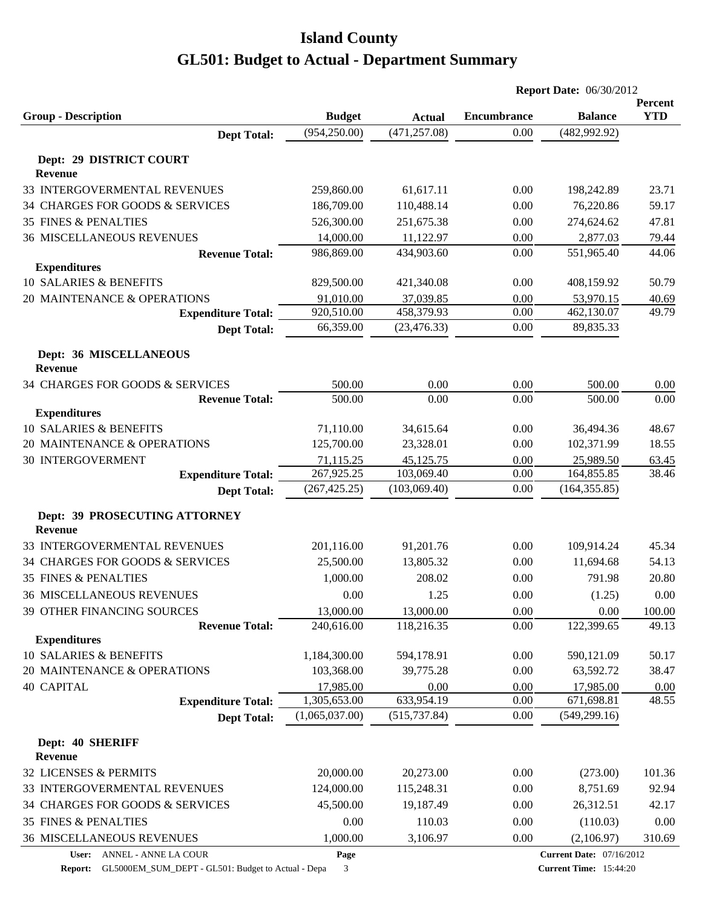# Island County

# GL501: Budget to Actual - Department Summary

**Report Date:** 06/30/2012

| Group - Description | Budget | Actual | Encumbrance | Balance | Percent YTD |
|---|---|---|---|---|---|
| **Dept Total:** | (954,250.00) | (471,257.08) | 0.00 | (482,992.92) | |
| **Dept: 29 DISTRICT COURT** | | | | | |
| **Revenue** | | | | | |
| 33 INTERGOVERMENTAL REVENUES | 259,860.00 | 61,617.11 | 0.00 | 198,242.89 | 23.71 |
| 34 CHARGES FOR GOODS & SERVICES | 186,709.00 | 110,488.14 | 0.00 | 76,220.86 | 59.17 |
| 35 FINES & PENALTIES | 526,300.00 | 251,675.38 | 0.00 | 274,624.62 | 47.81 |
| 36 MISCELLANEOUS REVENUES | 14,000.00 | 11,122.97 | 0.00 | 2,877.03 | 79.44 |
| **Revenue Total:** | 986,869.00 | 434,903.60 | 0.00 | 551,965.40 | 44.06 |
| **Expenditures** | | | | | |
| 10 SALARIES & BENEFITS | 829,500.00 | 421,340.08 | 0.00 | 408,159.92 | 50.79 |
| 20 MAINTENANCE & OPERATIONS | 91,010.00 | 37,039.85 | 0.00 | 53,970.15 | 40.69 |
| **Expenditure Total:** | 920,510.00 | 458,379.93 | 0.00 | 462,130.07 | 49.79 |
| **Dept Total:** | 66,359.00 | (23,476.33) | 0.00 | 89,835.33 | |
| **Dept: 36 MISCELLANEOUS** | | | | | |
| **Revenue** | | | | | |
| 34 CHARGES FOR GOODS & SERVICES | 500.00 | 0.00 | 0.00 | 500.00 | 0.00 |
| **Revenue Total:** | 500.00 | 0.00 | 0.00 | 500.00 | 0.00 |
| **Expenditures** | | | | | |
| 10 SALARIES & BENEFITS | 71,110.00 | 34,615.64 | 0.00 | 36,494.36 | 48.67 |
| 20 MAINTENANCE & OPERATIONS | 125,700.00 | 23,328.01 | 0.00 | 102,371.99 | 18.55 |
| 30 INTERGOVERMENT | 71,115.25 | 45,125.75 | 0.00 | 25,989.50 | 63.45 |
| **Expenditure Total:** | 267,925.25 | 103,069.40 | 0.00 | 164,855.85 | 38.46 |
| **Dept Total:** | (267,425.25) | (103,069.40) | 0.00 | (164,355.85) | |
| **Dept: 39 PROSECUTING ATTORNEY** | | | | | |
| **Revenue** | | | | | |
| 33 INTERGOVERMENTAL REVENUES | 201,116.00 | 91,201.76 | 0.00 | 109,914.24 | 45.34 |
| 34 CHARGES FOR GOODS & SERVICES | 25,500.00 | 13,805.32 | 0.00 | 11,694.68 | 54.13 |
| 35 FINES & PENALTIES | 1,000.00 | 208.02 | 0.00 | 791.98 | 20.80 |
| 36 MISCELLANEOUS REVENUES | 0.00 | 1.25 | 0.00 | (1.25) | 0.00 |
| 39 OTHER FINANCING SOURCES | 13,000.00 | 13,000.00 | 0.00 | 0.00 | 100.00 |
| **Revenue Total:** | 240,616.00 | 118,216.35 | 0.00 | 122,399.65 | 49.13 |
| **Expenditures** | | | | | |
| 10 SALARIES & BENEFITS | 1,184,300.00 | 594,178.91 | 0.00 | 590,121.09 | 50.17 |
| 20 MAINTENANCE & OPERATIONS | 103,368.00 | 39,775.28 | 0.00 | 63,592.72 | 38.47 |
| 40 CAPITAL | 17,985.00 | 0.00 | 0.00 | 17,985.00 | 0.00 |
| **Expenditure Total:** | 1,305,653.00 | 633,954.19 | 0.00 | 671,698.81 | 48.55 |
| **Dept Total:** | (1,065,037.00) | (515,737.84) | 0.00 | (549,299.16) | |
| **Dept: 40 SHERIFF** | | | | | |
| **Revenue** | | | | | |
| 32 LICENSES & PERMITS | 20,000.00 | 20,273.00 | 0.00 | (273.00) | 101.36 |
| 33 INTERGOVERMENTAL REVENUES | 124,000.00 | 115,248.31 | 0.00 | 8,751.69 | 92.94 |
| 34 CHARGES FOR GOODS & SERVICES | 45,500.00 | 19,187.49 | 0.00 | 26,312.51 | 42.17 |
| 35 FINES & PENALTIES | 0.00 | 110.03 | 0.00 | (110.03) | 0.00 |
| 36 MISCELLANEOUS REVENUES | 1,000.00 | 3,106.97 | 0.00 | (2,106.97) | 310.69 |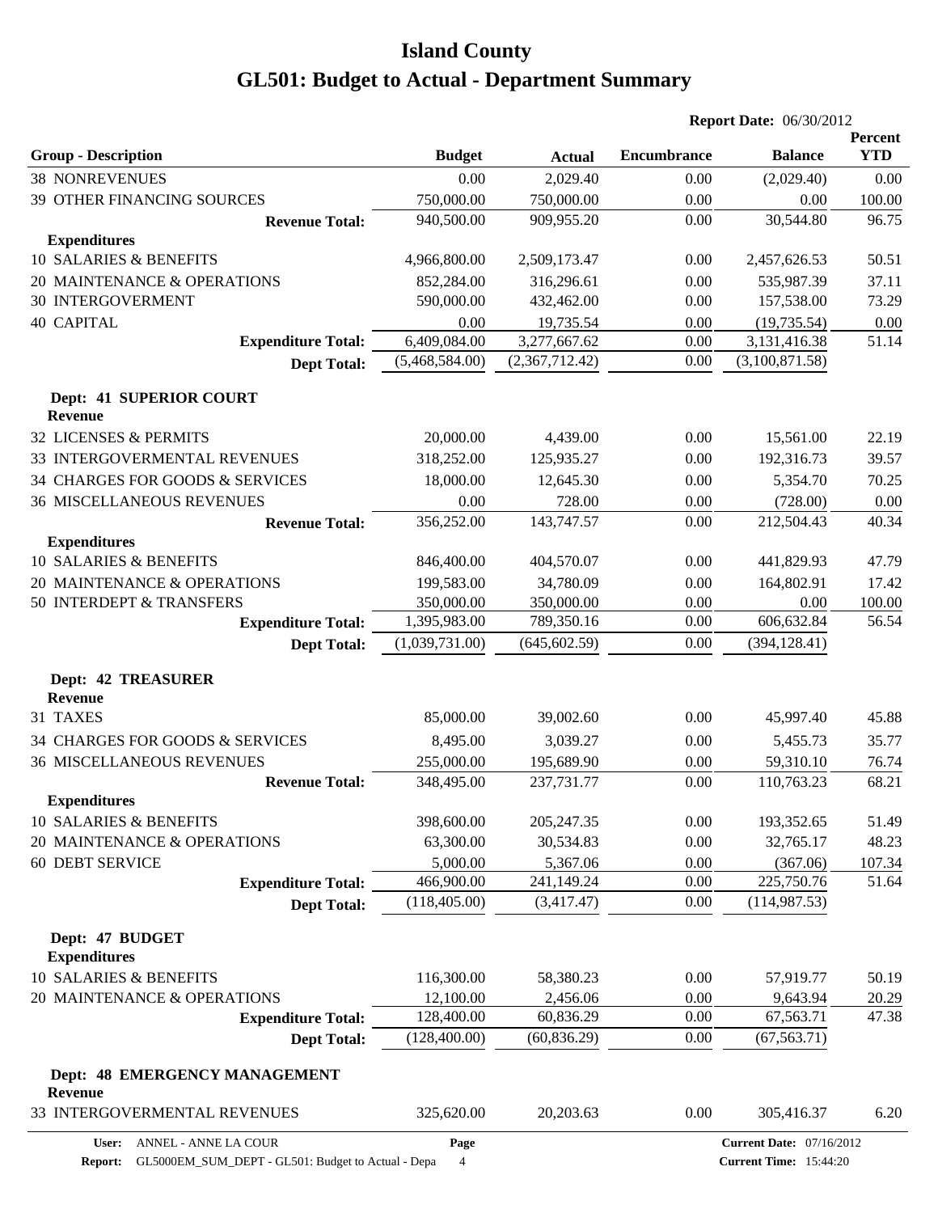# Island County

# GL501: Budget to Actual - Department Summary

**Report Date:** 06/30/2012

| Group - Description | Budget | Actual | Encumbrance | Balance | Percent YTD |
|---|---|---|---|---|---|
| 38 NONREVENUES | 0.00 | 2,029.40 | 0.00 | (2,029.40) | 0.00 |
| 39 OTHER FINANCING SOURCES | 750,000.00 | 750,000.00 | 0.00 | 0.00 | 100.00 |
| **Revenue Total:** | 940,500.00 | 909,955.20 | 0.00 | 30,544.80 | 96.75 |
| **Expenditures** | | | | | |
| 10 SALARIES & BENEFITS | 4,966,800.00 | 2,509,173.47 | 0.00 | 2,457,626.53 | 50.51 |
| 20 MAINTENANCE & OPERATIONS | 852,284.00 | 316,296.61 | 0.00 | 535,987.39 | 37.11 |
| 30 INTERGOVERMENT | 590,000.00 | 432,462.00 | 0.00 | 157,538.00 | 73.29 |
| 40 CAPITAL | 0.00 | 19,735.54 | 0.00 | (19,735.54) | 0.00 |
| **Expenditure Total:** | 6,409,084.00 | 3,277,667.62 | 0.00 | 3,131,416.38 | 51.14 |
| **Dept Total:** | (5,468,584.00) | (2,367,712.42) | 0.00 | (3,100,871.58) | |
| **Dept: 41 SUPERIOR COURT** | | | | | |
| **Revenue** | | | | | |
| 32 LICENSES & PERMITS | 20,000.00 | 4,439.00 | 0.00 | 15,561.00 | 22.19 |
| 33 INTERGOVERMENTAL REVENUES | 318,252.00 | 125,935.27 | 0.00 | 192,316.73 | 39.57 |
| 34 CHARGES FOR GOODS & SERVICES | 18,000.00 | 12,645.30 | 0.00 | 5,354.70 | 70.25 |
| 36 MISCELLANEOUS REVENUES | 0.00 | 728.00 | 0.00 | (728.00) | 0.00 |
| **Revenue Total:** | 356,252.00 | 143,747.57 | 0.00 | 212,504.43 | 40.34 |
| **Expenditures** | | | | | |
| 10 SALARIES & BENEFITS | 846,400.00 | 404,570.07 | 0.00 | 441,829.93 | 47.79 |
| 20 MAINTENANCE & OPERATIONS | 199,583.00 | 34,780.09 | 0.00 | 164,802.91 | 17.42 |
| 50 INTERDEPT & TRANSFERS | 350,000.00 | 350,000.00 | 0.00 | 0.00 | 100.00 |
| **Expenditure Total:** | 1,395,983.00 | 789,350.16 | 0.00 | 606,632.84 | 56.54 |
| **Dept Total:** | (1,039,731.00) | (645,602.59) | 0.00 | (394,128.41) | |
| **Dept: 42 TREASURER** | | | | | |
| **Revenue** | | | | | |
| 31 TAXES | 85,000.00 | 39,002.60 | 0.00 | 45,997.40 | 45.88 |
| 34 CHARGES FOR GOODS & SERVICES | 8,495.00 | 3,039.27 | 0.00 | 5,455.73 | 35.77 |
| 36 MISCELLANEOUS REVENUES | 255,000.00 | 195,689.90 | 0.00 | 59,310.10 | 76.74 |
| **Revenue Total:** | 348,495.00 | 237,731.77 | 0.00 | 110,763.23 | 68.21 |
| **Expenditures** | | | | | |
| 10 SALARIES & BENEFITS | 398,600.00 | 205,247.35 | 0.00 | 193,352.65 | 51.49 |
| 20 MAINTENANCE & OPERATIONS | 63,300.00 | 30,534.83 | 0.00 | 32,765.17 | 48.23 |
| 60 DEBT SERVICE | 5,000.00 | 5,367.06 | 0.00 | (367.06) | 107.34 |
| **Expenditure Total:** | 466,900.00 | 241,149.24 | 0.00 | 225,750.76 | 51.64 |
| **Dept Total:** | (118,405.00) | (3,417.47) | 0.00 | (114,987.53) | |
| **Dept: 47 BUDGET** | | | | | |
| **Expenditures** | | | | | |
| 10 SALARIES & BENEFITS | 116,300.00 | 58,380.23 | 0.00 | 57,919.77 | 50.19 |
| 20 MAINTENANCE & OPERATIONS | 12,100.00 | 2,456.06 | 0.00 | 9,643.94 | 20.29 |
| **Expenditure Total:** | 128,400.00 | 60,836.29 | 0.00 | 67,563.71 | 47.38 |
| **Dept Total:** | (128,400.00) | (60,836.29) | 0.00 | (67,563.71) | |
| **Dept: 48 EMERGENCY MANAGEMENT** | | | | | |
| **Revenue** | | | | | |
| 33 INTERGOVERMENTAL REVENUES | 325,620.00 | 20,203.63 | 0.00 | 305,416.37 | 6.20 |

User: ANNEL - ANNE LA COUR
Report: GL5000EM_SUM_DEPT - GL501: Budget to Actual - Depa
Current Date: 07/16/2012
Current Time: 15:44:20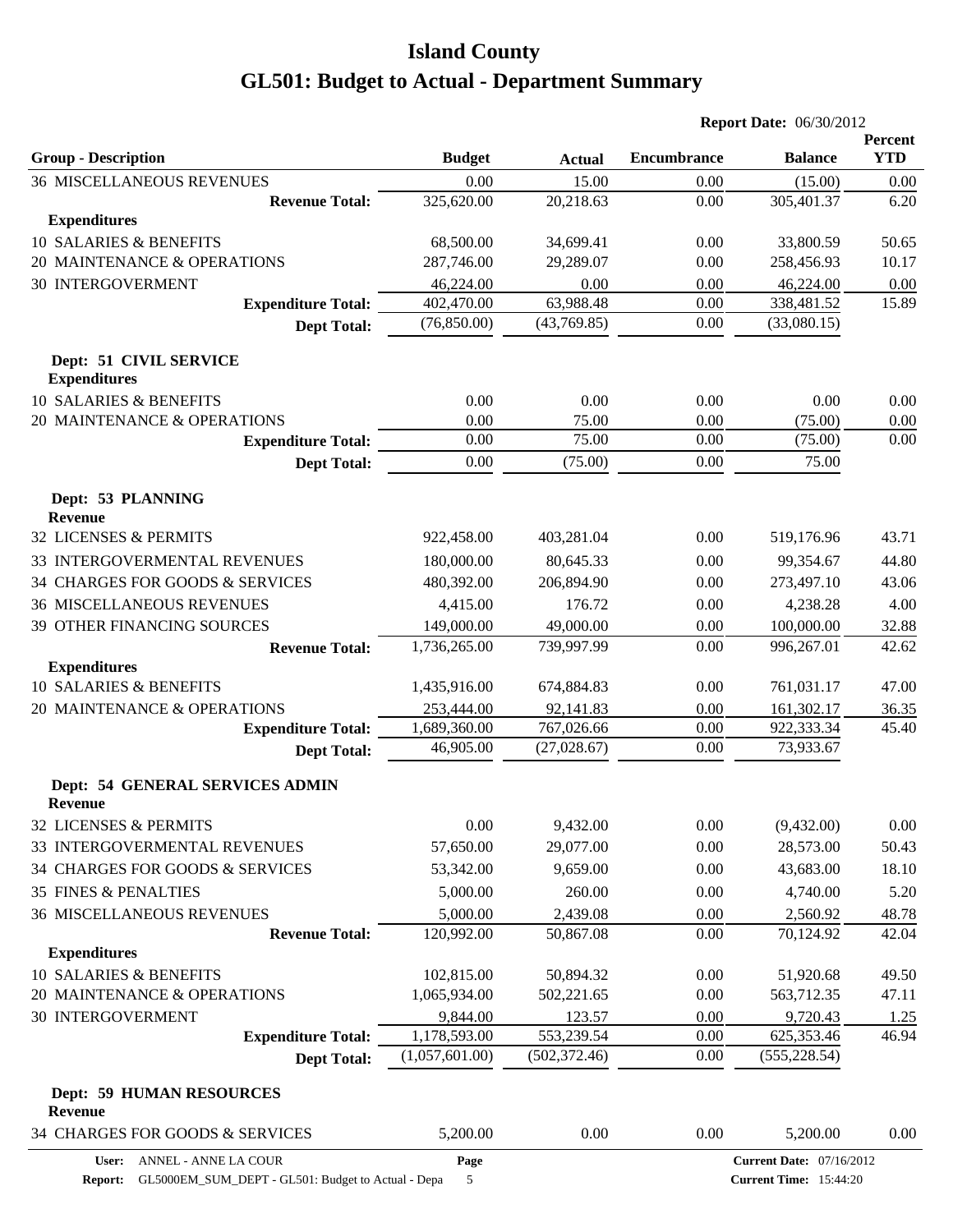# Island County

# GL501: Budget to Actual - Department Summary

**Report Date:** 06/30/2012

| Group - Description | Budget | Actual | Encumbrance | Balance | Percent YTD |
|---|---|---|---|---|---|
| 36 MISCELLANEOUS REVENUES | 0.00 | 15.00 | 0.00 | (15.00) | 0.00 |
| **Revenue Total:** | 325,620.00 | 20,218.63 | 0.00 | 305,401.37 | 6.20 |
| **Expenditures** | | | | | |
| 10 SALARIES & BENEFITS | 68,500.00 | 34,699.41 | 0.00 | 33,800.59 | 50.65 |
| 20 MAINTENANCE & OPERATIONS | 287,746.00 | 29,289.07 | 0.00 | 258,456.93 | 10.17 |
| 30 INTERGOVERMENT | 46,224.00 | 0.00 | 0.00 | 46,224.00 | 0.00 |
| **Expenditure Total:** | 402,470.00 | 63,988.48 | 0.00 | 338,481.52 | 15.89 |
| **Dept Total:** | (76,850.00) | (43,769.85) | 0.00 | (33,080.15) | |
| **Dept: 51 CIVIL SERVICE** | | | | | |
| **Expenditures** | | | | | |
| 10 SALARIES & BENEFITS | 0.00 | 0.00 | 0.00 | 0.00 | 0.00 |
| 20 MAINTENANCE & OPERATIONS | 0.00 | 75.00 | 0.00 | (75.00) | 0.00 |
| **Expenditure Total:** | 0.00 | 75.00 | 0.00 | (75.00) | 0.00 |
| **Dept Total:** | 0.00 | (75.00) | 0.00 | 75.00 | |
| **Dept: 53 PLANNING** | | | | | |
| **Revenue** | | | | | |
| 32 LICENSES & PERMITS | 922,458.00 | 403,281.04 | 0.00 | 519,176.96 | 43.71 |
| 33 INTERGOVERMENTAL REVENUES | 180,000.00 | 80,645.33 | 0.00 | 99,354.67 | 44.80 |
| 34 CHARGES FOR GOODS & SERVICES | 480,392.00 | 206,894.90 | 0.00 | 273,497.10 | 43.06 |
| 36 MISCELLANEOUS REVENUES | 4,415.00 | 176.72 | 0.00 | 4,238.28 | 4.00 |
| 39 OTHER FINANCING SOURCES | 149,000.00 | 49,000.00 | 0.00 | 100,000.00 | 32.88 |
| **Revenue Total:** | 1,736,265.00 | 739,997.99 | 0.00 | 996,267.01 | 42.62 |
| **Expenditures** | | | | | |
| 10 SALARIES & BENEFITS | 1,435,916.00 | 674,884.83 | 0.00 | 761,031.17 | 47.00 |
| 20 MAINTENANCE & OPERATIONS | 253,444.00 | 92,141.83 | 0.00 | 161,302.17 | 36.35 |
| **Expenditure Total:** | 1,689,360.00 | 767,026.66 | 0.00 | 922,333.34 | 45.40 |
| **Dept Total:** | 46,905.00 | (27,028.67) | 0.00 | 73,933.67 | |
| **Dept: 54 GENERAL SERVICES ADMIN** | | | | | |
| **Revenue** | | | | | |
| 32 LICENSES & PERMITS | 0.00 | 9,432.00 | 0.00 | (9,432.00) | 0.00 |
| 33 INTERGOVERMENTAL REVENUES | 57,650.00 | 29,077.00 | 0.00 | 28,573.00 | 50.43 |
| 34 CHARGES FOR GOODS & SERVICES | 53,342.00 | 9,659.00 | 0.00 | 43,683.00 | 18.10 |
| 35 FINES & PENALTIES | 5,000.00 | 260.00 | 0.00 | 4,740.00 | 5.20 |
| 36 MISCELLANEOUS REVENUES | 5,000.00 | 2,439.08 | 0.00 | 2,560.92 | 48.78 |
| **Revenue Total:** | 120,992.00 | 50,867.08 | 0.00 | 70,124.92 | 42.04 |
| **Expenditures** | | | | | |
| 10 SALARIES & BENEFITS | 102,815.00 | 50,894.32 | 0.00 | 51,920.68 | 49.50 |
| 20 MAINTENANCE & OPERATIONS | 1,065,934.00 | 502,221.65 | 0.00 | 563,712.35 | 47.11 |
| 30 INTERGOVERMENT | 9,844.00 | 123.57 | 0.00 | 9,720.43 | 1.25 |
| **Expenditure Total:** | 1,178,593.00 | 553,239.54 | 0.00 | 625,353.46 | 46.94 |
| **Dept Total:** | (1,057,601.00) | (502,372.46) | 0.00 | (555,228.54) | |
| **Dept: 59 HUMAN RESOURCES** | | | | | |
| **Revenue** | | | | | |
| 34 CHARGES FOR GOODS & SERVICES | 5,200.00 | 0.00 | 0.00 | 5,200.00 | 0.00 |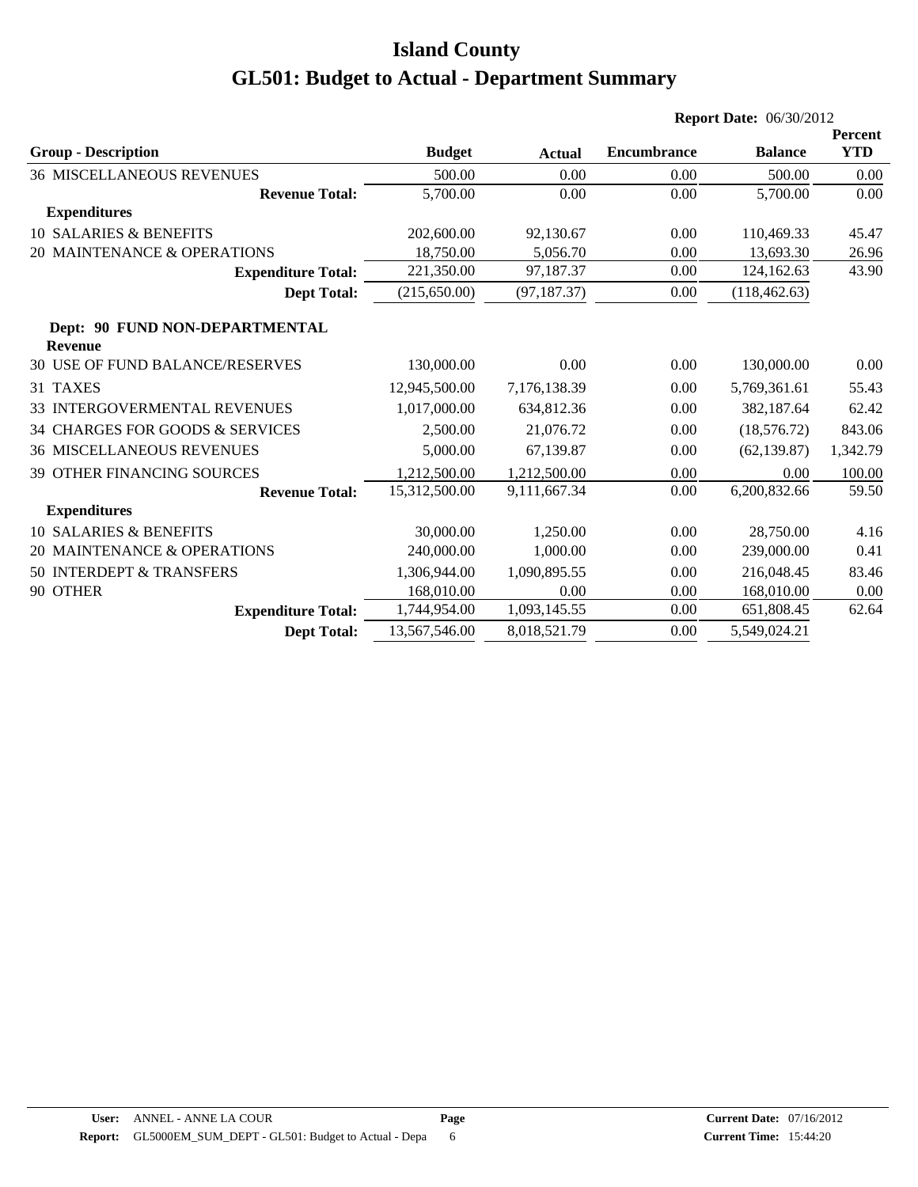# Island County

# GL501: Budget to Actual - Department Summary

**Report Date:** 06/30/2012

| Group - Description | Budget | Actual | Encumbrance | Balance | Percent YTD |
|---|---|---|---|---|---|
| 36 MISCELLANEOUS REVENUES | 500.00 | 0.00 | 0.00 | 500.00 | 0.00 |
| **Revenue Total:** | 5,700.00 | 0.00 | 0.00 | 5,700.00 | 0.00 |
| **Expenditures** | | | | | |
| 10 SALARIES & BENEFITS | 202,600.00 | 92,130.67 | 0.00 | 110,469.33 | 45.47 |
| 20 MAINTENANCE & OPERATIONS | 18,750.00 | 5,056.70 | 0.00 | 13,693.30 | 26.96 |
| **Expenditure Total:** | 221,350.00 | 97,187.37 | 0.00 | 124,162.63 | 43.90 |
| **Dept Total:** | (215,650.00) | (97,187.37) | 0.00 | (118,462.63) | |
| **Dept: 90 FUND NON-DEPARTMENTAL** | | | | | |
| **Revenue** | | | | | |
| 30 USE OF FUND BALANCE/RESERVES | 130,000.00 | 0.00 | 0.00 | 130,000.00 | 0.00 |
| 31 TAXES | 12,945,500.00 | 7,176,138.39 | 0.00 | 5,769,361.61 | 55.43 |
| 33 INTERGOVERMENTAL REVENUES | 1,017,000.00 | 634,812.36 | 0.00 | 382,187.64 | 62.42 |
| 34 CHARGES FOR GOODS & SERVICES | 2,500.00 | 21,076.72 | 0.00 | (18,576.72) | 843.06 |
| 36 MISCELLANEOUS REVENUES | 5,000.00 | 67,139.87 | 0.00 | (62,139.87) | 1,342.79 |
| 39 OTHER FINANCING SOURCES | 1,212,500.00 | 1,212,500.00 | 0.00 | 0.00 | 100.00 |
| **Revenue Total:** | 15,312,500.00 | 9,111,667.34 | 0.00 | 6,200,832.66 | 59.50 |
| **Expenditures** | | | | | |
| 10 SALARIES & BENEFITS | 30,000.00 | 1,250.00 | 0.00 | 28,750.00 | 4.16 |
| 20 MAINTENANCE & OPERATIONS | 240,000.00 | 1,000.00 | 0.00 | 239,000.00 | 0.41 |
| 50 INTERDEPT & TRANSFERS | 1,306,944.00 | 1,090,895.55 | 0.00 | 216,048.45 | 83.46 |
| 90 OTHER | 168,010.00 | 0.00 | 0.00 | 168,010.00 | 0.00 |
| **Expenditure Total:** | 1,744,954.00 | 1,093,145.55 | 0.00 | 651,808.45 | 62.64 |
| **Dept Total:** | 13,567,546.00 | 8,018,521.79 | 0.00 | 5,549,024.21 | |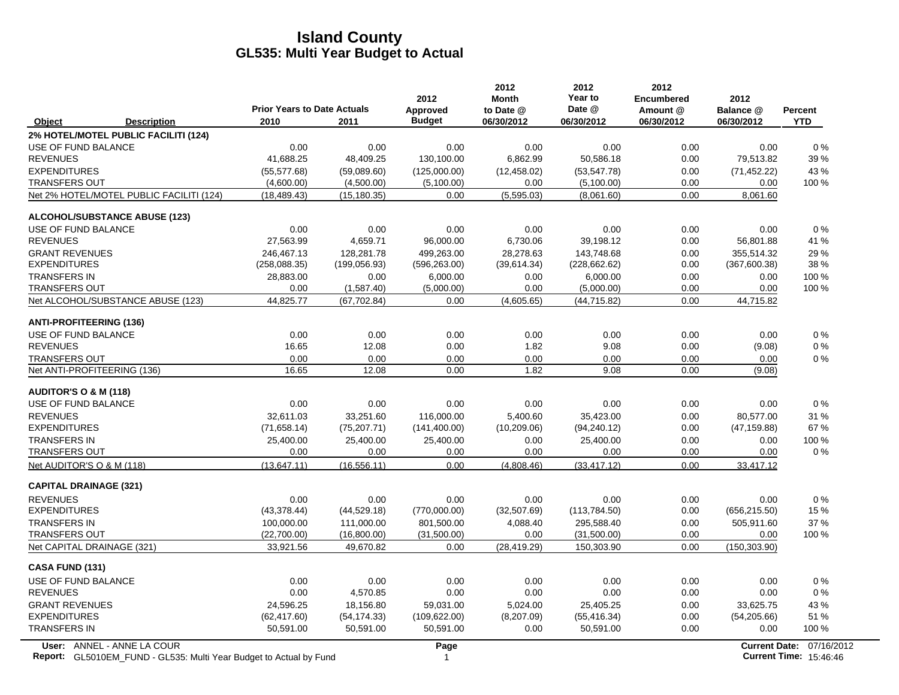# Island County
## GL535: Multi Year Budget to Actual

| Object | Description | Prior Years to Date Actuals 2010 | 2011 | 2012 Approved Budget | 2012 Month to Date @ 06/30/2012 | 2012 Year to Date @ 06/30/2012 | 2012 Encumbered Amount @ 06/30/2012 | 2012 Balance @ 06/30/2012 | Percent YTD |
|---|---|---|---|---|---|---|---|---|---|
| **2% HOTEL/MOTEL PUBLIC FACILITI (124)** | | | | | | | | | |
| USE OF FUND BALANCE | | 0.00 | 0.00 | 0.00 | 0.00 | 0.00 | 0.00 | 0.00 | 0 % |
| REVENUES | | 41,688.25 | 48,409.25 | 130,100.00 | 6,862.99 | 50,586.18 | 0.00 | 79,513.82 | 39 % |
| EXPENDITURES | | (55,577.68) | (59,089.60) | (125,000.00) | (12,458.02) | (53,547.78) | 0.00 | (71,452.22) | 43 % |
| TRANSFERS OUT | | (4,600.00) | (4,500.00) | (5,100.00) | 0.00 | (5,100.00) | 0.00 | 0.00 | 100 % |
| Net 2% HOTEL/MOTEL PUBLIC FACILITI (124) | | (18,489.43) | (15,180.35) | 0.00 | (5,595.03) | (8,061.60) | 0.00 | 8,061.60 | |
| **ALCOHOL/SUBSTANCE ABUSE (123)** | | | | | | | | | |
| USE OF FUND BALANCE | | 0.00 | 0.00 | 0.00 | 0.00 | 0.00 | 0.00 | 0.00 | 0 % |
| REVENUES | | 27,563.99 | 4,659.71 | 96,000.00 | 6,730.06 | 39,198.12 | 0.00 | 56,801.88 | 41 % |
| GRANT REVENUES | | 246,467.13 | 128,281.78 | 499,263.00 | 28,278.63 | 143,748.68 | 0.00 | 355,514.32 | 29 % |
| EXPENDITURES | | (258,088.35) | (199,056.93) | (596,263.00) | (39,614.34) | (228,662.62) | 0.00 | (367,600.38) | 38 % |
| TRANSFERS IN | | 28,883.00 | 0.00 | 6,000.00 | 0.00 | 6,000.00 | 0.00 | 0.00 | 100 % |
| TRANSFERS OUT | | 0.00 | (1,587.40) | (5,000.00) | 0.00 | (5,000.00) | 0.00 | 0.00 | 100 % |
| Net ALCOHOL/SUBSTANCE ABUSE (123) | | 44,825.77 | (67,702.84) | 0.00 | (4,605.65) | (44,715.82) | 0.00 | 44,715.82 | |
| **ANTI-PROFITEERING (136)** | | | | | | | | | |
| USE OF FUND BALANCE | | 0.00 | 0.00 | 0.00 | 0.00 | 0.00 | 0.00 | 0.00 | 0 % |
| REVENUES | | 16.65 | 12.08 | 0.00 | 1.82 | 9.08 | 0.00 | (9.08) | 0 % |
| TRANSFERS OUT | | 0.00 | 0.00 | 0.00 | 0.00 | 0.00 | 0.00 | 0.00 | 0 % |
| Net ANTI-PROFITEERING (136) | | 16.65 | 12.08 | 0.00 | 1.82 | 9.08 | 0.00 | (9.08) | |
| **AUDITOR'S O & M (118)** | | | | | | | | | |
| USE OF FUND BALANCE | | 0.00 | 0.00 | 0.00 | 0.00 | 0.00 | 0.00 | 0.00 | 0 % |
| REVENUES | | 32,611.03 | 33,251.60 | 116,000.00 | 5,400.60 | 35,423.00 | 0.00 | 80,577.00 | 31 % |
| EXPENDITURES | | (71,658.14) | (75,207.71) | (141,400.00) | (10,209.06) | (94,240.12) | 0.00 | (47,159.88) | 67 % |
| TRANSFERS IN | | 25,400.00 | 25,400.00 | 25,400.00 | 0.00 | 25,400.00 | 0.00 | 0.00 | 100 % |
| TRANSFERS OUT | | 0.00 | 0.00 | 0.00 | 0.00 | 0.00 | 0.00 | 0.00 | 0 % |
| Net AUDITOR'S O & M (118) | | (13,647.11) | (16,556.11) | 0.00 | (4,808.46) | (33,417.12) | 0.00 | 33,417.12 | |
| **CAPITAL DRAINAGE (321)** | | | | | | | | | |
| REVENUES | | 0.00 | 0.00 | 0.00 | 0.00 | 0.00 | 0.00 | 0.00 | 0 % |
| EXPENDITURES | | (43,378.44) | (44,529.18) | (770,000.00) | (32,507.69) | (113,784.50) | 0.00 | (656,215.50) | 15 % |
| TRANSFERS IN | | 100,000.00 | 111,000.00 | 801,500.00 | 4,088.40 | 295,588.40 | 0.00 | 505,911.60 | 37 % |
| TRANSFERS OUT | | (22,700.00) | (16,800.00) | (31,500.00) | 0.00 | (31,500.00) | 0.00 | 0.00 | 100 % |
| Net CAPITAL DRAINAGE (321) | | 33,921.56 | 49,670.82 | 0.00 | (28,419.29) | 150,303.90 | 0.00 | (150,303.90) | |
| **CASA FUND (131)** | | | | | | | | | |
| USE OF FUND BALANCE | | 0.00 | 0.00 | 0.00 | 0.00 | 0.00 | 0.00 | 0.00 | 0 % |
| REVENUES | | 0.00 | 4,570.85 | 0.00 | 0.00 | 0.00 | 0.00 | 0.00 | 0 % |
| GRANT REVENUES | | 24,596.25 | 18,156.80 | 59,031.00 | 5,024.00 | 25,405.25 | 0.00 | 33,625.75 | 43 % |
| EXPENDITURES | | (62,417.60) | (54,174.33) | (109,622.00) | (8,207.09) | (55,416.34) | 0.00 | (54,205.66) | 51 % |
| TRANSFERS IN | | 50,591.00 | 50,591.00 | 50,591.00 | 0.00 | 50,591.00 | 0.00 | 0.00 | 100 % |

User: ANNEL - ANNE LA COUR
Report: GL5010EM_FUND - GL535: Multi Year Budget to Actual by Fund
Current Date: 07/16/2012
Current Time: 15:46:46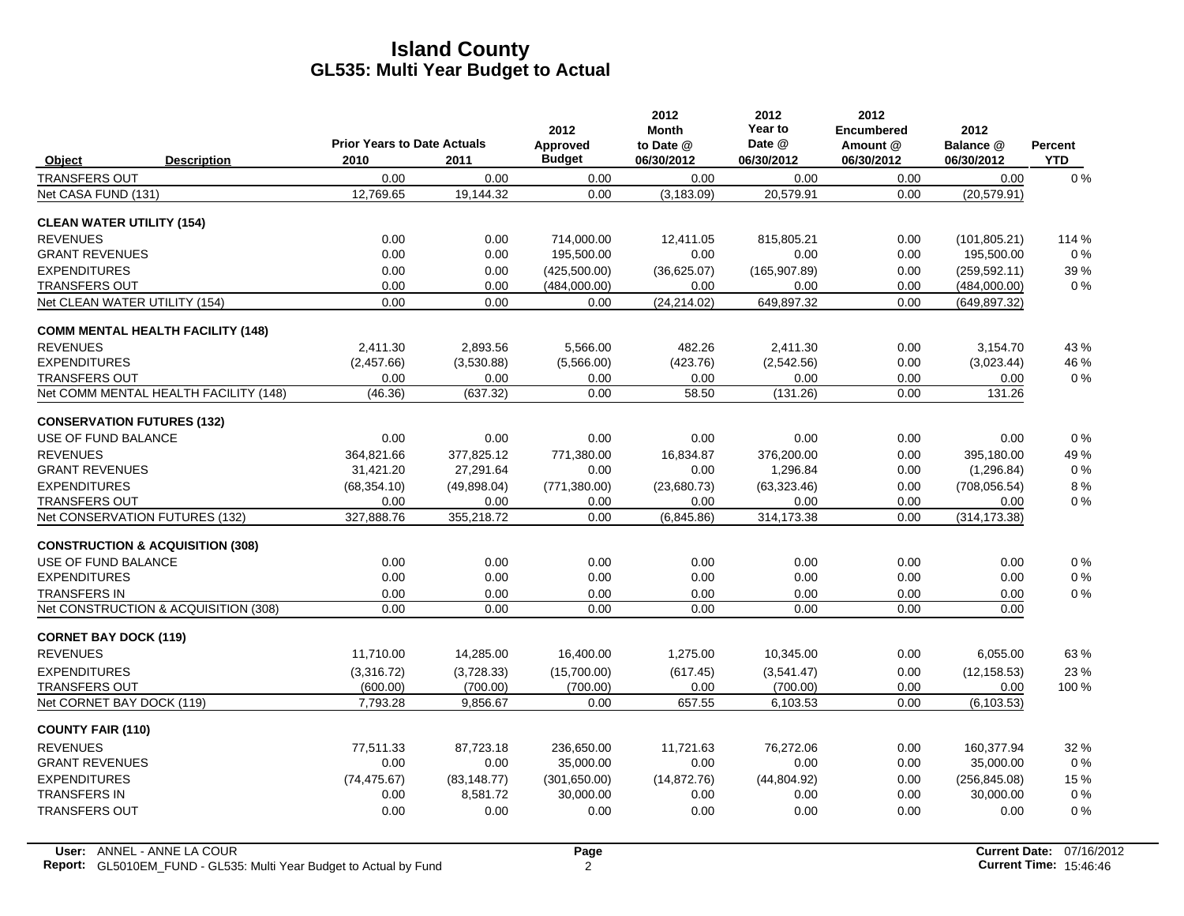# Island County
## GL535: Multi Year Budget to Actual

| Object | Description | Prior Years to Date Actuals 2010 | 2011 | 2012 Approved Budget | 2012 Month to Date @ 06/30/2012 | 2012 Year to Date @ 06/30/2012 | 2012 Encumbered Amount @ 06/30/2012 | 2012 Balance @ 06/30/2012 | Percent YTD |
|---|---|---|---|---|---|---|---|---|---|
| TRANSFERS OUT | | 0.00 | 0.00 | 0.00 | 0.00 | 0.00 | 0.00 | 0.00 | 0 % |
| Net CASA FUND (131) | | 12,769.65 | 19,144.32 | 0.00 | (3,183.09) | 20,579.91 | 0.00 | (20,579.91) | |
| **CLEAN WATER UTILITY (154)** | | | | | | | | | |
| REVENUES | | 0.00 | 0.00 | 714,000.00 | 12,411.05 | 815,805.21 | 0.00 | (101,805.21) | 114 % |
| GRANT REVENUES | | 0.00 | 0.00 | 195,500.00 | 0.00 | 0.00 | 0.00 | 195,500.00 | 0 % |
| EXPENDITURES | | 0.00 | 0.00 | (425,500.00) | (36,625.07) | (165,907.89) | 0.00 | (259,592.11) | 39 % |
| TRANSFERS OUT | | 0.00 | 0.00 | (484,000.00) | 0.00 | 0.00 | 0.00 | (484,000.00) | 0 % |
| Net CLEAN WATER UTILITY (154) | | 0.00 | 0.00 | 0.00 | (24,214.02) | 649,897.32 | 0.00 | (649,897.32) | |
| **COMM MENTAL HEALTH FACILITY (148)** | | | | | | | | | |
| REVENUES | | 2,411.30 | 2,893.56 | 5,566.00 | 482.26 | 2,411.30 | 0.00 | 3,154.70 | 43 % |
| EXPENDITURES | | (2,457.66) | (3,530.88) | (5,566.00) | (423.76) | (2,542.56) | 0.00 | (3,023.44) | 46 % |
| TRANSFERS OUT | | 0.00 | 0.00 | 0.00 | 0.00 | 0.00 | 0.00 | 0.00 | 0 % |
| Net COMM MENTAL HEALTH FACILITY (148) | | (46.36) | (637.32) | 0.00 | 58.50 | (131.26) | 0.00 | 131.26 | |
| **CONSERVATION FUTURES (132)** | | | | | | | | | |
| USE OF FUND BALANCE | | 0.00 | 0.00 | 0.00 | 0.00 | 0.00 | 0.00 | 0.00 | 0 % |
| REVENUES | | 364,821.66 | 377,825.12 | 771,380.00 | 16,834.87 | 376,200.00 | 0.00 | 395,180.00 | 49 % |
| GRANT REVENUES | | 31,421.20 | 27,291.64 | 0.00 | 0.00 | 1,296.84 | 0.00 | (1,296.84) | 0 % |
| EXPENDITURES | | (68,354.10) | (49,898.04) | (771,380.00) | (23,680.73) | (63,323.46) | 0.00 | (708,056.54) | 8 % |
| TRANSFERS OUT | | 0.00 | 0.00 | 0.00 | 0.00 | 0.00 | 0.00 | 0.00 | 0 % |
| Net CONSERVATION FUTURES (132) | | 327,888.76 | 355,218.72 | 0.00 | (6,845.86) | 314,173.38 | 0.00 | (314,173.38) | |
| **CONSTRUCTION & ACQUISITION (308)** | | | | | | | | | |
| USE OF FUND BALANCE | | 0.00 | 0.00 | 0.00 | 0.00 | 0.00 | 0.00 | 0.00 | 0 % |
| EXPENDITURES | | 0.00 | 0.00 | 0.00 | 0.00 | 0.00 | 0.00 | 0.00 | 0 % |
| TRANSFERS IN | | 0.00 | 0.00 | 0.00 | 0.00 | 0.00 | 0.00 | 0.00 | 0 % |
| Net CONSTRUCTION & ACQUISITION (308) | | 0.00 | 0.00 | 0.00 | 0.00 | 0.00 | 0.00 | 0.00 | |
| **CORNET BAY DOCK (119)** | | | | | | | | | |
| REVENUES | | 11,710.00 | 14,285.00 | 16,400.00 | 1,275.00 | 10,345.00 | 0.00 | 6,055.00 | 63 % |
| EXPENDITURES | | (3,316.72) | (3,728.33) | (15,700.00) | (617.45) | (3,541.47) | 0.00 | (12,158.53) | 23 % |
| TRANSFERS OUT | | (600.00) | (700.00) | (700.00) | 0.00 | (700.00) | 0.00 | 0.00 | 100 % |
| Net CORNET BAY DOCK (119) | | 7,793.28 | 9,856.67 | 0.00 | 657.55 | 6,103.53 | 0.00 | (6,103.53) | |
| **COUNTY FAIR (110)** | | | | | | | | | |
| REVENUES | | 77,511.33 | 87,723.18 | 236,650.00 | 11,721.63 | 76,272.06 | 0.00 | 160,377.94 | 32 % |
| GRANT REVENUES | | 0.00 | 0.00 | 35,000.00 | 0.00 | 0.00 | 0.00 | 35,000.00 | 0 % |
| EXPENDITURES | | (74,475.67) | (83,148.77) | (301,650.00) | (14,872.76) | (44,804.92) | 0.00 | (256,845.08) | 15 % |
| TRANSFERS IN | | 0.00 | 8,581.72 | 30,000.00 | 0.00 | 0.00 | 0.00 | 30,000.00 | 0 % |
| TRANSFERS OUT | | 0.00 | 0.00 | 0.00 | 0.00 | 0.00 | 0.00 | 0.00 | 0 % |

User: ANNEL - ANNE LA COUR
Report: GL5010EM_FUND - GL535: Multi Year Budget to Actual by Fund
Current Date: 07/16/2012
Current Time: 15:46:46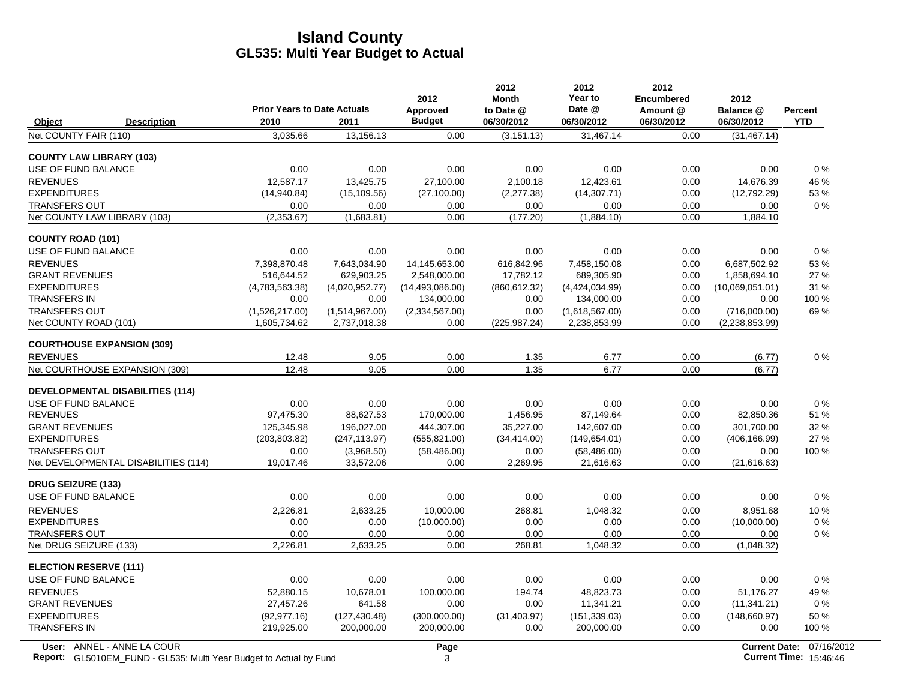# Island County
## GL535: Multi Year Budget to Actual

| Object | Description | Prior Years to Date Actuals 2010 | 2011 | 2012 Approved Budget | 2012 Month to Date @ 06/30/2012 | 2012 Year to Date @ 06/30/2012 | 2012 Encumbered Amount @ 06/30/2012 | 2012 Balance @ 06/30/2012 | Percent YTD |
|---|---|---|---|---|---|---|---|---|---|
| Net COUNTY FAIR (110) | | 3,035.66 | 13,156.13 | 0.00 | (3,151.13) | 31,467.14 | 0.00 | (31,467.14) | |
| **COUNTY LAW LIBRARY (103)** | | | | | | | | | |
| USE OF FUND BALANCE | | 0.00 | 0.00 | 0.00 | 0.00 | 0.00 | 0.00 | 0.00 | 0 % |
| REVENUES | | 12,587.17 | 13,425.75 | 27,100.00 | 2,100.18 | 12,423.61 | 0.00 | 14,676.39 | 46 % |
| EXPENDITURES | | (14,940.84) | (15,109.56) | (27,100.00) | (2,277.38) | (14,307.71) | 0.00 | (12,792.29) | 53 % |
| TRANSFERS OUT | | 0.00 | 0.00 | 0.00 | 0.00 | 0.00 | 0.00 | 0.00 | 0 % |
| Net COUNTY LAW LIBRARY (103) | | (2,353.67) | (1,683.81) | 0.00 | (177.20) | (1,884.10) | 0.00 | 1,884.10 | |
| **COUNTY ROAD (101)** | | | | | | | | | |
| USE OF FUND BALANCE | | 0.00 | 0.00 | 0.00 | 0.00 | 0.00 | 0.00 | 0.00 | 0 % |
| REVENUES | | 7,398,870.48 | 7,643,034.90 | 14,145,653.00 | 616,842.96 | 7,458,150.08 | 0.00 | 6,687,502.92 | 53 % |
| GRANT REVENUES | | 516,644.52 | 629,903.25 | 2,548,000.00 | 17,782.12 | 689,305.90 | 0.00 | 1,858,694.10 | 27 % |
| EXPENDITURES | | (4,783,563.38) | (4,020,952.77) | (14,493,086.00) | (860,612.32) | (4,424,034.99) | 0.00 | (10,069,051.01) | 31 % |
| TRANSFERS IN | | 0.00 | 0.00 | 134,000.00 | 0.00 | 134,000.00 | 0.00 | 0.00 | 100 % |
| TRANSFERS OUT | | (1,526,217.00) | (1,514,967.00) | (2,334,567.00) | 0.00 | (1,618,567.00) | 0.00 | (716,000.00) | 69 % |
| Net COUNTY ROAD (101) | | 1,605,734.62 | 2,737,018.38 | 0.00 | (225,987.24) | 2,238,853.99 | 0.00 | (2,238,853.99) | |
| **COURTHOUSE EXPANSION (309)** | | | | | | | | | |
| REVENUES | | 12.48 | 9.05 | 0.00 | 1.35 | 6.77 | 0.00 | (6.77) | 0 % |
| Net COURTHOUSE EXPANSION (309) | | 12.48 | 9.05 | 0.00 | 1.35 | 6.77 | 0.00 | (6.77) | |
| **DEVELOPMENTAL DISABILITIES (114)** | | | | | | | | | |
| USE OF FUND BALANCE | | 0.00 | 0.00 | 0.00 | 0.00 | 0.00 | 0.00 | 0.00 | 0 % |
| REVENUES | | 97,475.30 | 88,627.53 | 170,000.00 | 1,456.95 | 87,149.64 | 0.00 | 82,850.36 | 51 % |
| GRANT REVENUES | | 125,345.98 | 196,027.00 | 444,307.00 | 35,227.00 | 142,607.00 | 0.00 | 301,700.00 | 32 % |
| EXPENDITURES | | (203,803.82) | (247,113.97) | (555,821.00) | (34,414.00) | (149,654.01) | 0.00 | (406,166.99) | 27 % |
| TRANSFERS OUT | | 0.00 | (3,968.50) | (58,486.00) | 0.00 | (58,486.00) | 0.00 | 0.00 | 100 % |
| Net DEVELOPMENTAL DISABILITIES (114) | | 19,017.46 | 33,572.06 | 0.00 | 2,269.95 | 21,616.63 | 0.00 | (21,616.63) | |
| **DRUG SEIZURE (133)** | | | | | | | | | |
| USE OF FUND BALANCE | | 0.00 | 0.00 | 0.00 | 0.00 | 0.00 | 0.00 | 0.00 | 0 % |
| REVENUES | | 2,226.81 | 2,633.25 | 10,000.00 | 268.81 | 1,048.32 | 0.00 | 8,951.68 | 10 % |
| EXPENDITURES | | 0.00 | 0.00 | (10,000.00) | 0.00 | 0.00 | 0.00 | (10,000.00) | 0 % |
| TRANSFERS OUT | | 0.00 | 0.00 | 0.00 | 0.00 | 0.00 | 0.00 | 0.00 | 0 % |
| Net DRUG SEIZURE (133) | | 2,226.81 | 2,633.25 | 0.00 | 268.81 | 1,048.32 | 0.00 | (1,048.32) | |
| **ELECTION RESERVE (111)** | | | | | | | | | |
| USE OF FUND BALANCE | | 0.00 | 0.00 | 0.00 | 0.00 | 0.00 | 0.00 | 0.00 | 0 % |
| REVENUES | | 52,880.15 | 10,678.01 | 100,000.00 | 194.74 | 48,823.73 | 0.00 | 51,176.27 | 49 % |
| GRANT REVENUES | | 27,457.26 | 641.58 | 0.00 | 0.00 | 11,341.21 | 0.00 | (11,341.21) | 0 % |
| EXPENDITURES | | (92,977.16) | (127,430.48) | (300,000.00) | (31,403.97) | (151,339.03) | 0.00 | (148,660.97) | 50 % |
| TRANSFERS IN | | 219,925.00 | 200,000.00 | 200,000.00 | 0.00 | 200,000.00 | 0.00 | 0.00 | 100 % |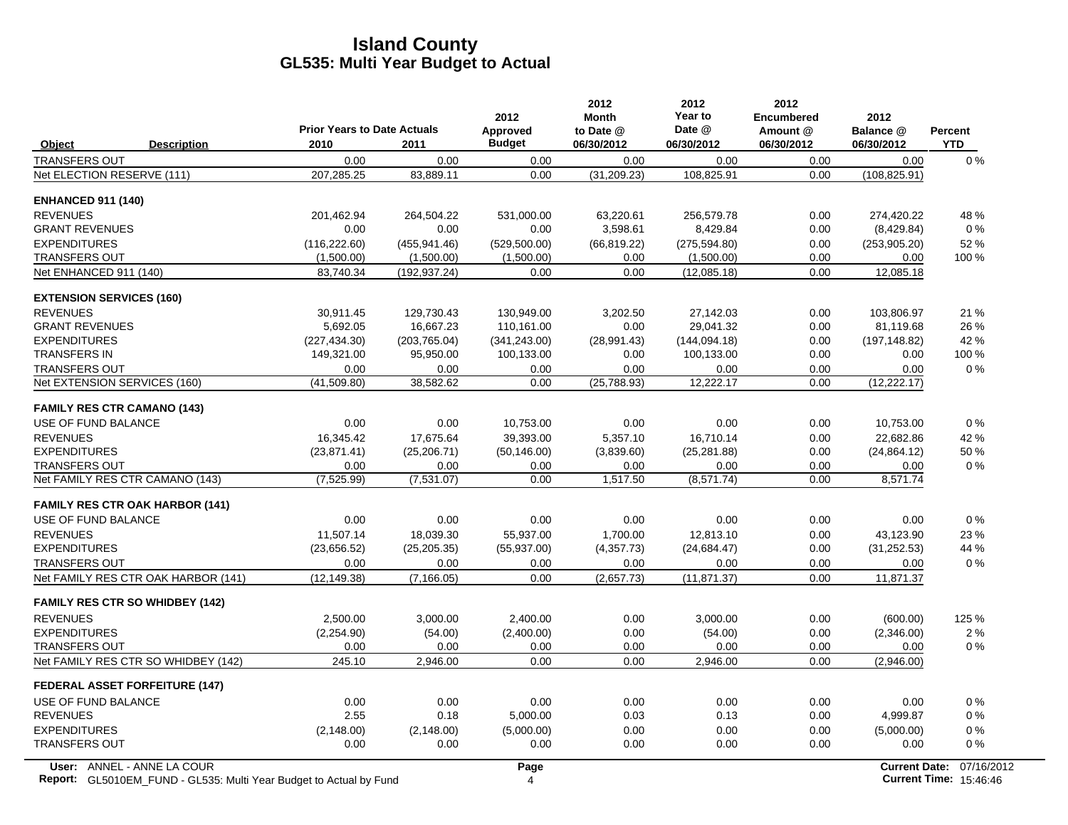# Island County
## GL535: Multi Year Budget to Actual

| Object | Description | Prior Years to Date Actuals 2010 | 2011 | 2012 Approved Budget | 2012 Month to Date @ 06/30/2012 | 2012 Year to Date @ 06/30/2012 | 2012 Encumbered Amount @ 06/30/2012 | 2012 Balance @ 06/30/2012 | Percent YTD |
|---|---|---|---|---|---|---|---|---|---|
| TRANSFERS OUT | | 0.00 | 0.00 | 0.00 | 0.00 | 0.00 | 0.00 | 0.00 | 0 % |
| Net ELECTION RESERVE (111) | | 207,285.25 | 83,889.11 | 0.00 | (31,209.23) | 108,825.91 | 0.00 | (108,825.91) | |
| **ENHANCED 911 (140)** | | | | | | | | | |
| REVENUES | | 201,462.94 | 264,504.22 | 531,000.00 | 63,220.61 | 256,579.78 | 0.00 | 274,420.22 | 48 % |
| GRANT REVENUES | | 0.00 | 0.00 | 0.00 | 3,598.61 | 8,429.84 | 0.00 | (8,429.84) | 0 % |
| EXPENDITURES | | (116,222.60) | (455,941.46) | (529,500.00) | (66,819.22) | (275,594.80) | 0.00 | (253,905.20) | 52 % |
| TRANSFERS OUT | | (1,500.00) | (1,500.00) | (1,500.00) | 0.00 | (1,500.00) | 0.00 | 0.00 | 100 % |
| Net ENHANCED 911 (140) | | 83,740.34 | (192,937.24) | 0.00 | 0.00 | (12,085.18) | 0.00 | 12,085.18 | |
| **EXTENSION SERVICES (160)** | | | | | | | | | |
| REVENUES | | 30,911.45 | 129,730.43 | 130,949.00 | 3,202.50 | 27,142.03 | 0.00 | 103,806.97 | 21 % |
| GRANT REVENUES | | 5,692.05 | 16,667.23 | 110,161.00 | 0.00 | 29,041.32 | 0.00 | 81,119.68 | 26 % |
| EXPENDITURES | | (227,434.30) | (203,765.04) | (341,243.00) | (28,991.43) | (144,094.18) | 0.00 | (197,148.82) | 42 % |
| TRANSFERS IN | | 149,321.00 | 95,950.00 | 100,133.00 | 0.00 | 100,133.00 | 0.00 | 0.00 | 100 % |
| TRANSFERS OUT | | 0.00 | 0.00 | 0.00 | 0.00 | 0.00 | 0.00 | 0.00 | 0 % |
| Net EXTENSION SERVICES (160) | | (41,509.80) | 38,582.62 | 0.00 | (25,788.93) | 12,222.17 | 0.00 | (12,222.17) | |
| **FAMILY RES CTR CAMANO (143)** | | | | | | | | | |
| USE OF FUND BALANCE | | 0.00 | 0.00 | 10,753.00 | 0.00 | 0.00 | 0.00 | 10,753.00 | 0 % |
| REVENUES | | 16,345.42 | 17,675.64 | 39,393.00 | 5,357.10 | 16,710.14 | 0.00 | 22,682.86 | 42 % |
| EXPENDITURES | | (23,871.41) | (25,206.71) | (50,146.00) | (3,839.60) | (25,281.88) | 0.00 | (24,864.12) | 50 % |
| TRANSFERS OUT | | 0.00 | 0.00 | 0.00 | 0.00 | 0.00 | 0.00 | 0.00 | 0 % |
| Net FAMILY RES CTR CAMANO (143) | | (7,525.99) | (7,531.07) | 0.00 | 1,517.50 | (8,571.74) | 0.00 | 8,571.74 | |
| **FAMILY RES CTR OAK HARBOR (141)** | | | | | | | | | |
| USE OF FUND BALANCE | | 0.00 | 0.00 | 0.00 | 0.00 | 0.00 | 0.00 | 0.00 | 0 % |
| REVENUES | | 11,507.14 | 18,039.30 | 55,937.00 | 1,700.00 | 12,813.10 | 0.00 | 43,123.90 | 23 % |
| EXPENDITURES | | (23,656.52) | (25,205.35) | (55,937.00) | (4,357.73) | (24,684.47) | 0.00 | (31,252.53) | 44 % |
| TRANSFERS OUT | | 0.00 | 0.00 | 0.00 | 0.00 | 0.00 | 0.00 | 0.00 | 0 % |
| Net FAMILY RES CTR OAK HARBOR (141) | | (12,149.38) | (7,166.05) | 0.00 | (2,657.73) | (11,871.37) | 0.00 | 11,871.37 | |
| **FAMILY RES CTR SO WHIDBEY (142)** | | | | | | | | | |
| REVENUES | | 2,500.00 | 3,000.00 | 2,400.00 | 0.00 | 3,000.00 | 0.00 | (600.00) | 125 % |
| EXPENDITURES | | (2,254.90) | (54.00) | (2,400.00) | 0.00 | (54.00) | 0.00 | (2,346.00) | 2 % |
| TRANSFERS OUT | | 0.00 | 0.00 | 0.00 | 0.00 | 0.00 | 0.00 | 0.00 | 0 % |
| Net FAMILY RES CTR SO WHIDBEY (142) | | 245.10 | 2,946.00 | 0.00 | 0.00 | 2,946.00 | 0.00 | (2,946.00) | |
| **FEDERAL ASSET FORFEITURE (147)** | | | | | | | | | |
| USE OF FUND BALANCE | | 0.00 | 0.00 | 0.00 | 0.00 | 0.00 | 0.00 | 0.00 | 0 % |
| REVENUES | | 2.55 | 0.18 | 5,000.00 | 0.03 | 0.13 | 0.00 | 4,999.87 | 0 % |
| EXPENDITURES | | (2,148.00) | (2,148.00) | (5,000.00) | 0.00 | 0.00 | 0.00 | (5,000.00) | 0 % |
| TRANSFERS OUT | | 0.00 | 0.00 | 0.00 | 0.00 | 0.00 | 0.00 | 0.00 | 0 % |

User: ANNEL - ANNE LA COUR
Report: GL5010EM_FUND - GL535: Multi Year Budget to Actual by Fund
Page 4
Current Date: 07/16/2012
Current Time: 15:46:46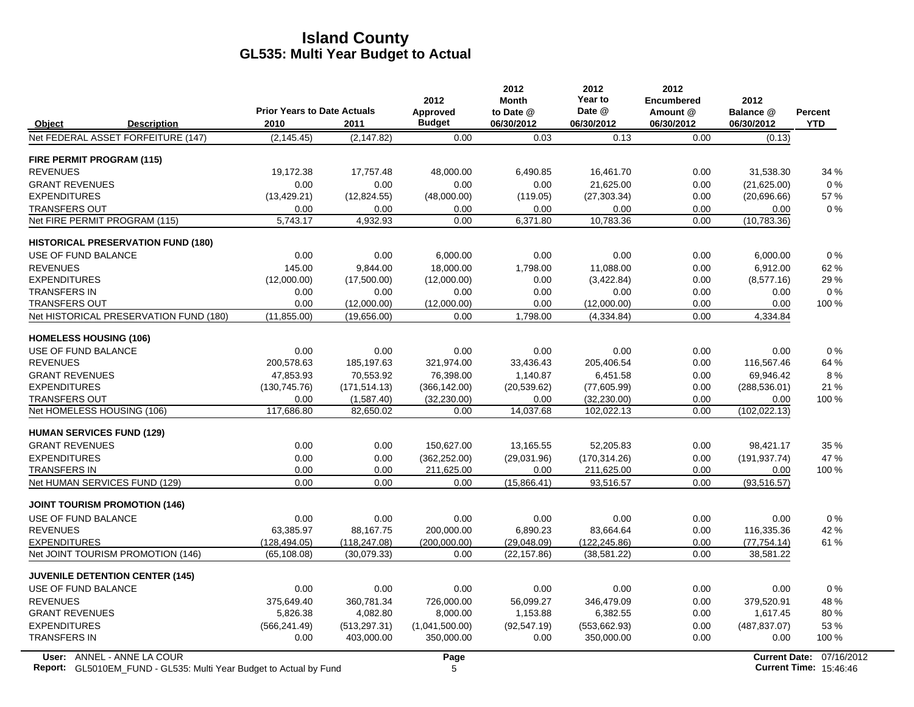# Island County
## GL535: Multi Year Budget to Actual

| Object | Description | Prior Years to Date Actuals 2010 | 2011 | 2012 Approved Budget | 2012 Month to Date @ 06/30/2012 | 2012 Year to Date @ 06/30/2012 | 2012 Encumbered Amount @ 06/30/2012 | 2012 Balance @ 06/30/2012 | Percent YTD |
|---|---|---|---|---|---|---|---|---|---|
| Net FEDERAL ASSET FORFEITURE (147) | | (2,145.45) | (2,147.82) | 0.00 | 0.03 | 0.13 | 0.00 | (0.13) | |
| **FIRE PERMIT PROGRAM (115)** | | | | | | | | | |
| REVENUES | | 19,172.38 | 17,757.48 | 48,000.00 | 6,490.85 | 16,461.70 | 0.00 | 31,538.30 | 34 % |
| GRANT REVENUES | | 0.00 | 0.00 | 0.00 | 0.00 | 21,625.00 | 0.00 | (21,625.00) | 0 % |
| EXPENDITURES | | (13,429.21) | (12,824.55) | (48,000.00) | (119.05) | (27,303.34) | 0.00 | (20,696.66) | 57 % |
| TRANSFERS OUT | | 0.00 | 0.00 | 0.00 | 0.00 | 0.00 | 0.00 | 0.00 | 0 % |
| Net FIRE PERMIT PROGRAM (115) | | 5,743.17 | 4,932.93 | 0.00 | 6,371.80 | 10,783.36 | 0.00 | (10,783.36) | |
| **HISTORICAL PRESERVATION FUND (180)** | | | | | | | | | |
| USE OF FUND BALANCE | | 0.00 | 0.00 | 6,000.00 | 0.00 | 0.00 | 0.00 | 6,000.00 | 0 % |
| REVENUES | | 145.00 | 9,844.00 | 18,000.00 | 1,798.00 | 11,088.00 | 0.00 | 6,912.00 | 62 % |
| EXPENDITURES | | (12,000.00) | (17,500.00) | (12,000.00) | 0.00 | (3,422.84) | 0.00 | (8,577.16) | 29 % |
| TRANSFERS IN | | 0.00 | 0.00 | 0.00 | 0.00 | 0.00 | 0.00 | 0.00 | 0 % |
| TRANSFERS OUT | | 0.00 | (12,000.00) | (12,000.00) | 0.00 | (12,000.00) | 0.00 | 0.00 | 100 % |
| Net HISTORICAL PRESERVATION FUND (180) | | (11,855.00) | (19,656.00) | 0.00 | 1,798.00 | (4,334.84) | 0.00 | 4,334.84 | |
| **HOMELESS HOUSING (106)** | | | | | | | | | |
| USE OF FUND BALANCE | | 0.00 | 0.00 | 0.00 | 0.00 | 0.00 | 0.00 | 0.00 | 0 % |
| REVENUES | | 200,578.63 | 185,197.63 | 321,974.00 | 33,436.43 | 205,406.54 | 0.00 | 116,567.46 | 64 % |
| GRANT REVENUES | | 47,853.93 | 70,553.92 | 76,398.00 | 1,140.87 | 6,451.58 | 0.00 | 69,946.42 | 8 % |
| EXPENDITURES | | (130,745.76) | (171,514.13) | (366,142.00) | (20,539.62) | (77,605.99) | 0.00 | (288,536.01) | 21 % |
| TRANSFERS OUT | | 0.00 | (1,587.40) | (32,230.00) | 0.00 | (32,230.00) | 0.00 | 0.00 | 100 % |
| Net HOMELESS HOUSING (106) | | 117,686.80 | 82,650.02 | 0.00 | 14,037.68 | 102,022.13 | 0.00 | (102,022.13) | |
| **HUMAN SERVICES FUND (129)** | | | | | | | | | |
| GRANT REVENUES | | 0.00 | 0.00 | 150,627.00 | 13,165.55 | 52,205.83 | 0.00 | 98,421.17 | 35 % |
| EXPENDITURES | | 0.00 | 0.00 | (362,252.00) | (29,031.96) | (170,314.26) | 0.00 | (191,937.74) | 47 % |
| TRANSFERS IN | | 0.00 | 0.00 | 211,625.00 | 0.00 | 211,625.00 | 0.00 | 0.00 | 100 % |
| Net HUMAN SERVICES FUND (129) | | 0.00 | 0.00 | 0.00 | (15,866.41) | 93,516.57 | 0.00 | (93,516.57) | |
| **JOINT TOURISM PROMOTION (146)** | | | | | | | | | |
| USE OF FUND BALANCE | | 0.00 | 0.00 | 0.00 | 0.00 | 0.00 | 0.00 | 0.00 | 0 % |
| REVENUES | | 63,385.97 | 88,167.75 | 200,000.00 | 6,890.23 | 83,664.64 | 0.00 | 116,335.36 | 42 % |
| EXPENDITURES | | (128,494.05) | (118,247.08) | (200,000.00) | (29,048.09) | (122,245.86) | 0.00 | (77,754.14) | 61 % |
| Net JOINT TOURISM PROMOTION (146) | | (65,108.08) | (30,079.33) | 0.00 | (22,157.86) | (38,581.22) | 0.00 | 38,581.22 | |
| **JUVENILE DETENTION CENTER (145)** | | | | | | | | | |
| USE OF FUND BALANCE | | 0.00 | 0.00 | 0.00 | 0.00 | 0.00 | 0.00 | 0.00 | 0 % |
| REVENUES | | 375,649.40 | 360,781.34 | 726,000.00 | 56,099.27 | 346,479.09 | 0.00 | 379,520.91 | 48 % |
| GRANT REVENUES | | 5,826.38 | 4,082.80 | 8,000.00 | 1,153.88 | 6,382.55 | 0.00 | 1,617.45 | 80 % |
| EXPENDITURES | | (566,241.49) | (513,297.31) | (1,041,500.00) | (92,547.19) | (553,662.93) | 0.00 | (487,837.07) | 53 % |
| TRANSFERS IN | | 0.00 | 403,000.00 | 350,000.00 | 0.00 | 350,000.00 | 0.00 | 0.00 | 100 % |

User: ANNEL - ANNE LA COUR
Report: GL5010EM_FUND - GL535: Multi Year Budget to Actual by Fund
Current Date: 07/16/2012
Current Time: 15:46:46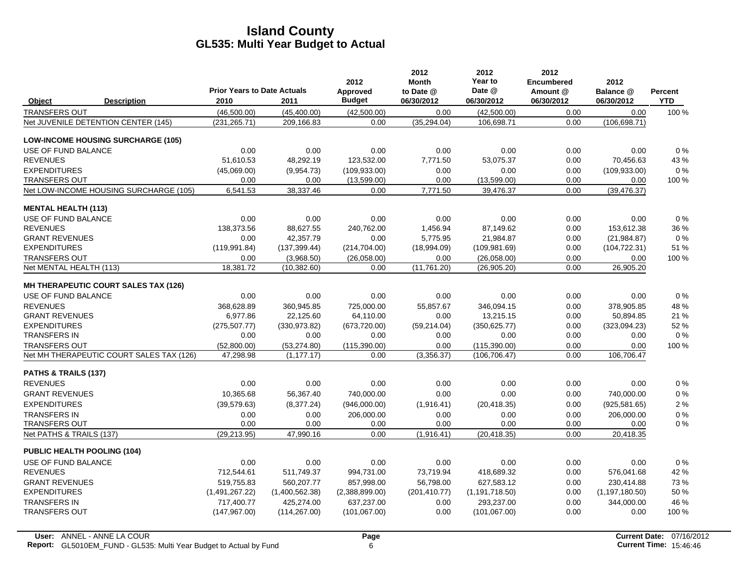# Island County
## GL535: Multi Year Budget to Actual

| Object | Description | Prior Years to Date Actuals 2010 | Prior Years to Date Actuals 2011 | 2012 Approved Budget | 2012 Month to Date @ 06/30/2012 | 2012 Year to Date @ 06/30/2012 | 2012 Encumbered Amount @ 06/30/2012 | 2012 Balance @ 06/30/2012 | Percent YTD |
|---|---|---|---|---|---|---|---|---|---|
| TRANSFERS OUT | | (46,500.00) | (45,400.00) | (42,500.00) | 0.00 | (42,500.00) | 0.00 | 0.00 | 100 % |
| Net JUVENILE DETENTION CENTER (145) | | (231,265.71) | 209,166.83 | 0.00 | (35,294.04) | 106,698.71 | 0.00 | (106,698.71) | |
| **LOW-INCOME HOUSING SURCHARGE (105)** | | | | | | | | | |
| USE OF FUND BALANCE | | 0.00 | 0.00 | 0.00 | 0.00 | 0.00 | 0.00 | 0.00 | 0 % |
| REVENUES | | 51,610.53 | 48,292.19 | 123,532.00 | 7,771.50 | 53,075.37 | 0.00 | 70,456.63 | 43 % |
| EXPENDITURES | | (45,069.00) | (9,954.73) | (109,933.00) | 0.00 | 0.00 | 0.00 | (109,933.00) | 0 % |
| TRANSFERS OUT | | 0.00 | 0.00 | (13,599.00) | 0.00 | (13,599.00) | 0.00 | 0.00 | 100 % |
| Net LOW-INCOME HOUSING SURCHARGE (105) | | 6,541.53 | 38,337.46 | 0.00 | 7,771.50 | 39,476.37 | 0.00 | (39,476.37) | |
| **MENTAL HEALTH (113)** | | | | | | | | | |
| USE OF FUND BALANCE | | 0.00 | 0.00 | 0.00 | 0.00 | 0.00 | 0.00 | 0.00 | 0 % |
| REVENUES | | 138,373.56 | 88,627.55 | 240,762.00 | 1,456.94 | 87,149.62 | 0.00 | 153,612.38 | 36 % |
| GRANT REVENUES | | 0.00 | 42,357.79 | 0.00 | 5,775.95 | 21,984.87 | 0.00 | (21,984.87) | 0 % |
| EXPENDITURES | | (119,991.84) | (137,399.44) | (214,704.00) | (18,994.09) | (109,981.69) | 0.00 | (104,722.31) | 51 % |
| TRANSFERS OUT | | 0.00 | (3,968.50) | (26,058.00) | 0.00 | (26,058.00) | 0.00 | 0.00 | 100 % |
| Net MENTAL HEALTH (113) | | 18,381.72 | (10,382.60) | 0.00 | (11,761.20) | (26,905.20) | 0.00 | 26,905.20 | |
| **MH THERAPEUTIC COURT SALES TAX (126)** | | | | | | | | | |
| USE OF FUND BALANCE | | 0.00 | 0.00 | 0.00 | 0.00 | 0.00 | 0.00 | 0.00 | 0 % |
| REVENUES | | 368,628.89 | 360,945.85 | 725,000.00 | 55,857.67 | 346,094.15 | 0.00 | 378,905.85 | 48 % |
| GRANT REVENUES | | 6,977.86 | 22,125.60 | 64,110.00 | 0.00 | 13,215.15 | 0.00 | 50,894.85 | 21 % |
| EXPENDITURES | | (275,507.77) | (330,973.82) | (673,720.00) | (59,214.04) | (350,625.77) | 0.00 | (323,094.23) | 52 % |
| TRANSFERS IN | | 0.00 | 0.00 | 0.00 | 0.00 | 0.00 | 0.00 | 0.00 | 0 % |
| TRANSFERS OUT | | (52,800.00) | (53,274.80) | (115,390.00) | 0.00 | (115,390.00) | 0.00 | 0.00 | 100 % |
| Net MH THERAPEUTIC COURT SALES TAX (126) | | 47,298.98 | (1,177.17) | 0.00 | (3,356.37) | (106,706.47) | 0.00 | 106,706.47 | |
| **PATHS & TRAILS (137)** | | | | | | | | | |
| REVENUES | | 0.00 | 0.00 | 0.00 | 0.00 | 0.00 | 0.00 | 0.00 | 0 % |
| GRANT REVENUES | | 10,365.68 | 56,367.40 | 740,000.00 | 0.00 | 0.00 | 0.00 | 740,000.00 | 0 % |
| EXPENDITURES | | (39,579.63) | (8,377.24) | (946,000.00) | (1,916.41) | (20,418.35) | 0.00 | (925,581.65) | 2 % |
| TRANSFERS IN | | 0.00 | 0.00 | 206,000.00 | 0.00 | 0.00 | 0.00 | 206,000.00 | 0 % |
| TRANSFERS OUT | | 0.00 | 0.00 | 0.00 | 0.00 | 0.00 | 0.00 | 0.00 | 0 % |
| Net PATHS & TRAILS (137) | | (29,213.95) | 47,990.16 | 0.00 | (1,916.41) | (20,418.35) | 0.00 | 20,418.35 | |
| **PUBLIC HEALTH POOLING (104)** | | | | | | | | | |
| USE OF FUND BALANCE | | 0.00 | 0.00 | 0.00 | 0.00 | 0.00 | 0.00 | 0.00 | 0 % |
| REVENUES | | 712,544.61 | 511,749.37 | 994,731.00 | 73,719.94 | 418,689.32 | 0.00 | 576,041.68 | 42 % |
| GRANT REVENUES | | 519,755.83 | 560,207.77 | 857,998.00 | 56,798.00 | 627,583.12 | 0.00 | 230,414.88 | 73 % |
| EXPENDITURES | | (1,491,267.22) | (1,400,562.38) | (2,388,899.00) | (201,410.77) | (1,191,718.50) | 0.00 | (1,197,180.50) | 50 % |
| TRANSFERS IN | | 717,400.77 | 425,274.00 | 637,237.00 | 0.00 | 293,237.00 | 0.00 | 344,000.00 | 46 % |
| TRANSFERS OUT | | (147,967.00) | (114,267.00) | (101,067.00) | 0.00 | (101,067.00) | 0.00 | 0.00 | 100 % |

User: ANNEL - ANNE LA COUR
Report: GL5010EM_FUND - GL535: Multi Year Budget to Actual by Fund
Current Date: 07/16/2012
Current Time: 15:46:46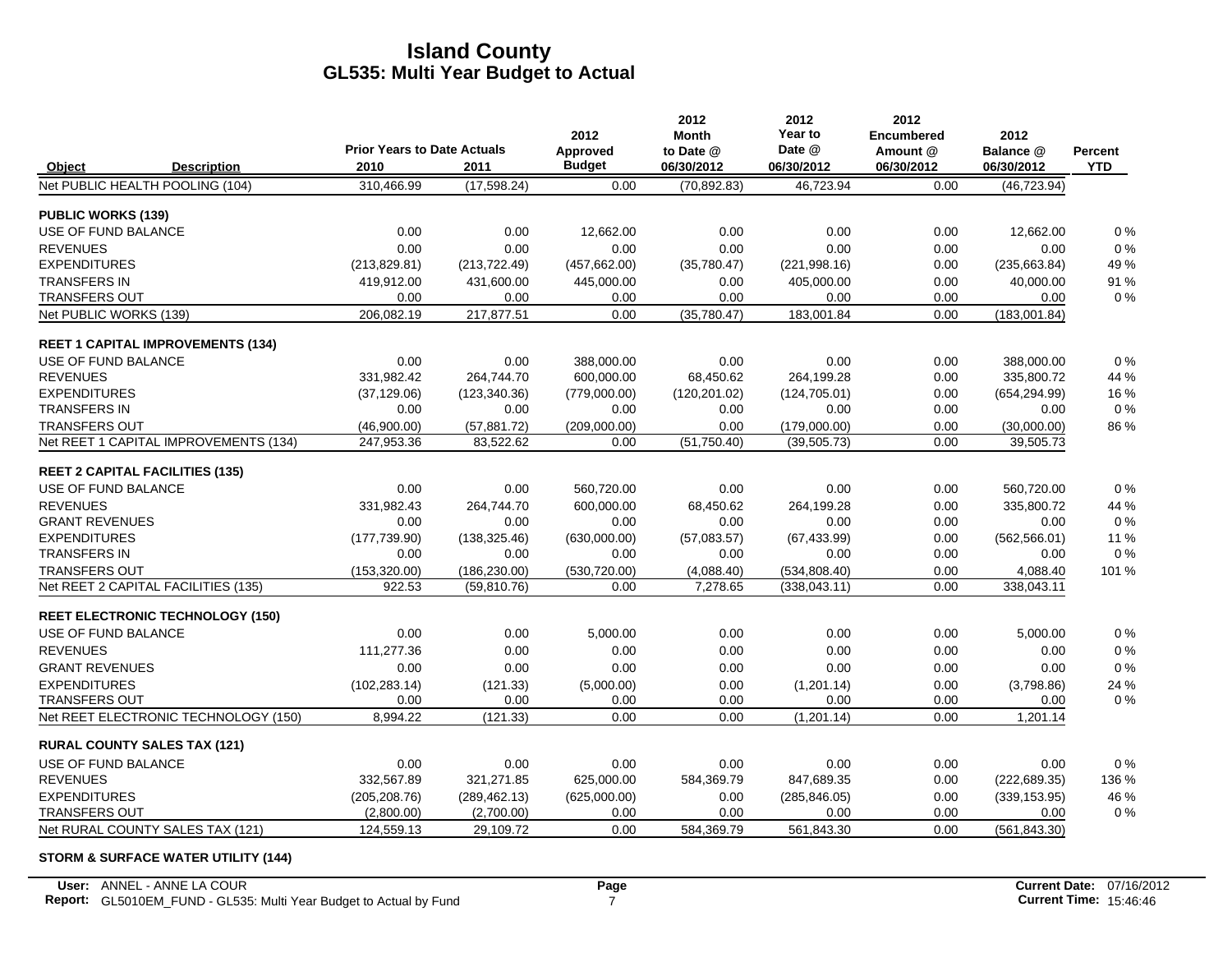# Island County
## GL535: Multi Year Budget to Actual

| Object | Description | Prior Years to Date Actuals 2010 | 2011 | 2012 Approved Budget | 2012 Month to Date @ 06/30/2012 | 2012 Year to Date @ 06/30/2012 | 2012 Encumbered Amount @ 06/30/2012 | 2012 Balance @ 06/30/2012 | Percent YTD |
|---|---|---|---|---|---|---|---|---|---|
| Net PUBLIC HEALTH POOLING (104) | | 310,466.99 | (17,598.24) | 0.00 | (70,892.83) | 46,723.94 | 0.00 | (46,723.94) | |
| **PUBLIC WORKS (139)** | | | | | | | | | |
| USE OF FUND BALANCE | | 0.00 | 0.00 | 12,662.00 | 0.00 | 0.00 | 0.00 | 12,662.00 | 0 % |
| REVENUES | | 0.00 | 0.00 | 0.00 | 0.00 | 0.00 | 0.00 | 0.00 | 0 % |
| EXPENDITURES | | (213,829.81) | (213,722.49) | (457,662.00) | (35,780.47) | (221,998.16) | 0.00 | (235,663.84) | 49 % |
| TRANSFERS IN | | 419,912.00 | 431,600.00 | 445,000.00 | 0.00 | 405,000.00 | 0.00 | 40,000.00 | 91 % |
| TRANSFERS OUT | | 0.00 | 0.00 | 0.00 | 0.00 | 0.00 | 0.00 | 0.00 | 0 % |
| Net PUBLIC WORKS (139) | | 206,082.19 | 217,877.51 | 0.00 | (35,780.47) | 183,001.84 | 0.00 | (183,001.84) | |
| **REET 1 CAPITAL IMPROVEMENTS (134)** | | | | | | | | | |
| USE OF FUND BALANCE | | 0.00 | 0.00 | 388,000.00 | 0.00 | 0.00 | 0.00 | 388,000.00 | 0 % |
| REVENUES | | 331,982.42 | 264,744.70 | 600,000.00 | 68,450.62 | 264,199.28 | 0.00 | 335,800.72 | 44 % |
| EXPENDITURES | | (37,129.06) | (123,340.36) | (779,000.00) | (120,201.02) | (124,705.01) | 0.00 | (654,294.99) | 16 % |
| TRANSFERS IN | | 0.00 | 0.00 | 0.00 | 0.00 | 0.00 | 0.00 | 0.00 | 0 % |
| TRANSFERS OUT | | (46,900.00) | (57,881.72) | (209,000.00) | 0.00 | (179,000.00) | 0.00 | (30,000.00) | 86 % |
| Net REET 1 CAPITAL IMPROVEMENTS (134) | | 247,953.36 | 83,522.62 | 0.00 | (51,750.40) | (39,505.73) | 0.00 | 39,505.73 | |
| **REET 2 CAPITAL FACILITIES (135)** | | | | | | | | | |
| USE OF FUND BALANCE | | 0.00 | 0.00 | 560,720.00 | 0.00 | 0.00 | 0.00 | 560,720.00 | 0 % |
| REVENUES | | 331,982.43 | 264,744.70 | 600,000.00 | 68,450.62 | 264,199.28 | 0.00 | 335,800.72 | 44 % |
| GRANT REVENUES | | 0.00 | 0.00 | 0.00 | 0.00 | 0.00 | 0.00 | 0.00 | 0 % |
| EXPENDITURES | | (177,739.90) | (138,325.46) | (630,000.00) | (57,083.57) | (67,433.99) | 0.00 | (562,566.01) | 11 % |
| TRANSFERS IN | | 0.00 | 0.00 | 0.00 | 0.00 | 0.00 | 0.00 | 0.00 | 0 % |
| TRANSFERS OUT | | (153,320.00) | (186,230.00) | (530,720.00) | (4,088.40) | (534,808.40) | 0.00 | 4,088.40 | 101 % |
| Net REET 2 CAPITAL FACILITIES (135) | | 922.53 | (59,810.76) | 0.00 | 7,278.65 | (338,043.11) | 0.00 | 338,043.11 | |
| **REET ELECTRONIC TECHNOLOGY (150)** | | | | | | | | | |
| USE OF FUND BALANCE | | 0.00 | 0.00 | 5,000.00 | 0.00 | 0.00 | 0.00 | 5,000.00 | 0 % |
| REVENUES | | 111,277.36 | 0.00 | 0.00 | 0.00 | 0.00 | 0.00 | 0.00 | 0 % |
| GRANT REVENUES | | 0.00 | 0.00 | 0.00 | 0.00 | 0.00 | 0.00 | 0.00 | 0 % |
| EXPENDITURES | | (102,283.14) | (121.33) | (5,000.00) | 0.00 | (1,201.14) | 0.00 | (3,798.86) | 24 % |
| TRANSFERS OUT | | 0.00 | 0.00 | 0.00 | 0.00 | 0.00 | 0.00 | 0.00 | 0 % |
| Net REET ELECTRONIC TECHNOLOGY (150) | | 8,994.22 | (121.33) | 0.00 | 0.00 | (1,201.14) | 0.00 | 1,201.14 | |
| **RURAL COUNTY SALES TAX (121)** | | | | | | | | | |
| USE OF FUND BALANCE | | 0.00 | 0.00 | 0.00 | 0.00 | 0.00 | 0.00 | 0.00 | 0 % |
| REVENUES | | 332,567.89 | 321,271.85 | 625,000.00 | 584,369.79 | 847,689.35 | 0.00 | (222,689.35) | 136 % |
| EXPENDITURES | | (205,208.76) | (289,462.13) | (625,000.00) | 0.00 | (285,846.05) | 0.00 | (339,153.95) | 46 % |
| TRANSFERS OUT | | (2,800.00) | (2,700.00) | 0.00 | 0.00 | 0.00 | 0.00 | 0.00 | 0 % |
| Net RURAL COUNTY SALES TAX (121) | | 124,559.13 | 29,109.72 | 0.00 | 584,369.79 | 561,843.30 | 0.00 | (561,843.30) | |

**STORM & SURFACE WATER UTILITY (144)**

User: ANNEL - ANNE LA COUR
Report: GL5010EM_FUND - GL535: Multi Year Budget to Actual by Fund

Current Date: 07/16/2012
Current Time: 15:46:46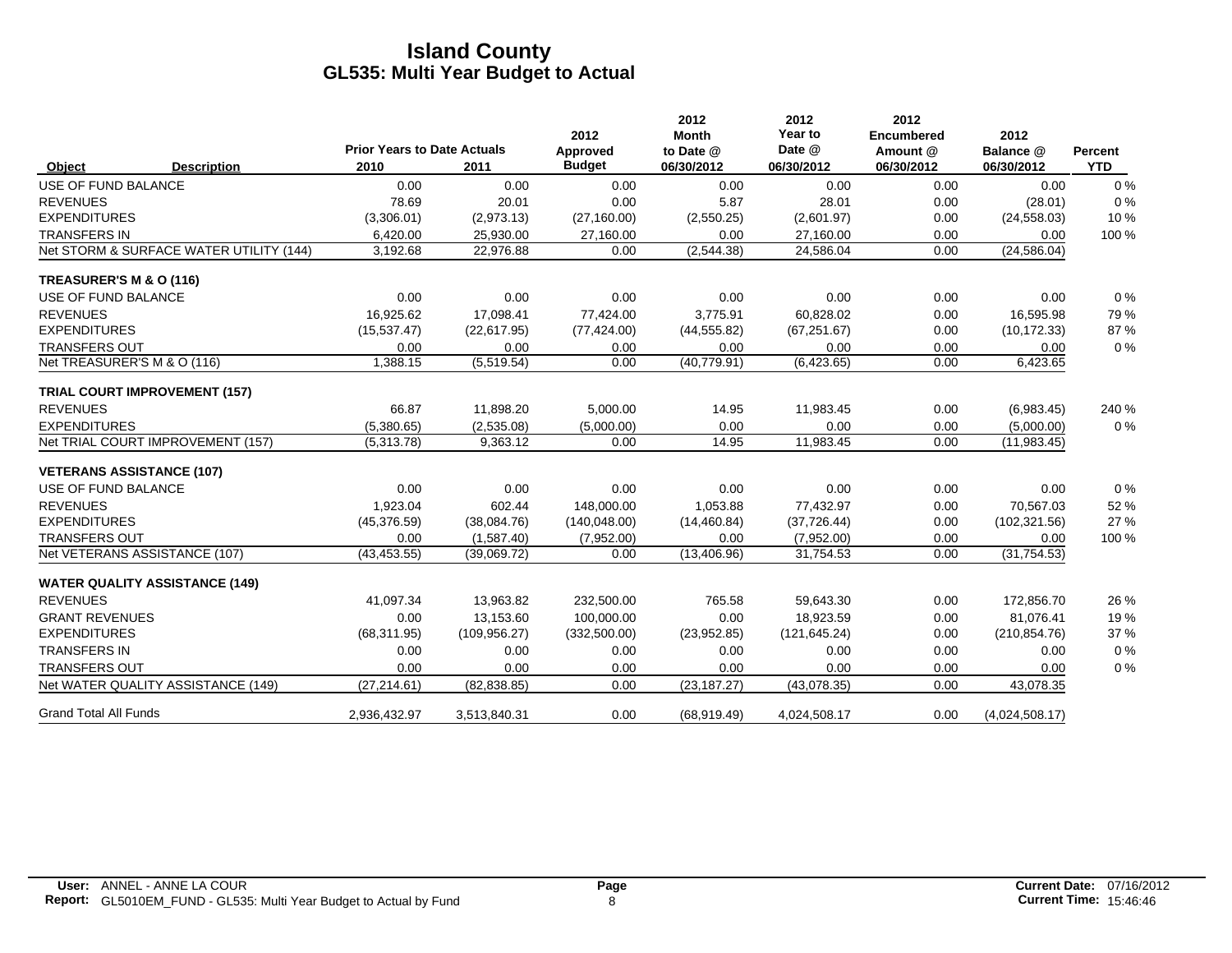# Island County

## GL535: Multi Year Budget to Actual

| Object | Description | Prior Years to Date Actuals 2010 | Prior Years to Date Actuals 2011 | 2012 Approved Budget | 2012 Month to Date @ 06/30/2012 | 2012 Year to Date @ 06/30/2012 | 2012 Encumbered Amount @ 06/30/2012 | 2012 Balance @ 06/30/2012 | Percent YTD |
|---|---|---|---|---|---|---|---|---|---|
| USE OF FUND BALANCE | | 0.00 | 0.00 | 0.00 | 0.00 | 0.00 | 0.00 | 0.00 | 0 % |
| REVENUES | | 78.69 | 20.01 | 0.00 | 5.87 | 28.01 | 0.00 | (28.01) | 0 % |
| EXPENDITURES | | (3,306.01) | (2,973.13) | (27,160.00) | (2,550.25) | (2,601.97) | 0.00 | (24,558.03) | 10 % |
| TRANSFERS IN | | 6,420.00 | 25,930.00 | 27,160.00 | 0.00 | 27,160.00 | 0.00 | 0.00 | 100 % |
| Net STORM & SURFACE WATER UTILITY (144) | | 3,192.68 | 22,976.88 | 0.00 | (2,544.38) | 24,586.04 | 0.00 | (24,586.04) | |
| **TREASURER'S M & O (116)** | | | | | | | | | |
| USE OF FUND BALANCE | | 0.00 | 0.00 | 0.00 | 0.00 | 0.00 | 0.00 | 0.00 | 0 % |
| REVENUES | | 16,925.62 | 17,098.41 | 77,424.00 | 3,775.91 | 60,828.02 | 0.00 | 16,595.98 | 79 % |
| EXPENDITURES | | (15,537.47) | (22,617.95) | (77,424.00) | (44,555.82) | (67,251.67) | 0.00 | (10,172.33) | 87 % |
| TRANSFERS OUT | | 0.00 | 0.00 | 0.00 | 0.00 | 0.00 | 0.00 | 0.00 | 0 % |
| Net TREASURER'S M & O (116) | | 1,388.15 | (5,519.54) | 0.00 | (40,779.91) | (6,423.65) | 0.00 | 6,423.65 | |
| **TRIAL COURT IMPROVEMENT (157)** | | | | | | | | | |
| REVENUES | | 66.87 | 11,898.20 | 5,000.00 | 14.95 | 11,983.45 | 0.00 | (6,983.45) | 240 % |
| EXPENDITURES | | (5,380.65) | (2,535.08) | (5,000.00) | 0.00 | 0.00 | 0.00 | (5,000.00) | 0 % |
| Net TRIAL COURT IMPROVEMENT (157) | | (5,313.78) | 9,363.12 | 0.00 | 14.95 | 11,983.45 | 0.00 | (11,983.45) | |
| **VETERANS ASSISTANCE (107)** | | | | | | | | | |
| USE OF FUND BALANCE | | 0.00 | 0.00 | 0.00 | 0.00 | 0.00 | 0.00 | 0.00 | 0 % |
| REVENUES | | 1,923.04 | 602.44 | 148,000.00 | 1,053.88 | 77,432.97 | 0.00 | 70,567.03 | 52 % |
| EXPENDITURES | | (45,376.59) | (38,084.76) | (140,048.00) | (14,460.84) | (37,726.44) | 0.00 | (102,321.56) | 27 % |
| TRANSFERS OUT | | 0.00 | (1,587.40) | (7,952.00) | 0.00 | (7,952.00) | 0.00 | 0.00 | 100 % |
| Net VETERANS ASSISTANCE (107) | | (43,453.55) | (39,069.72) | 0.00 | (13,406.96) | 31,754.53 | 0.00 | (31,754.53) | |
| **WATER QUALITY ASSISTANCE (149)** | | | | | | | | | |
| REVENUES | | 41,097.34 | 13,963.82 | 232,500.00 | 765.58 | 59,643.30 | 0.00 | 172,856.70 | 26 % |
| GRANT REVENUES | | 0.00 | 13,153.60 | 100,000.00 | 0.00 | 18,923.59 | 0.00 | 81,076.41 | 19 % |
| EXPENDITURES | | (68,311.95) | (109,956.27) | (332,500.00) | (23,952.85) | (121,645.24) | 0.00 | (210,854.76) | 37 % |
| TRANSFERS IN | | 0.00 | 0.00 | 0.00 | 0.00 | 0.00 | 0.00 | 0.00 | 0 % |
| TRANSFERS OUT | | 0.00 | 0.00 | 0.00 | 0.00 | 0.00 | 0.00 | 0.00 | 0 % |
| Net WATER QUALITY ASSISTANCE (149) | | (27,214.61) | (82,838.85) | 0.00 | (23,187.27) | (43,078.35) | 0.00 | 43,078.35 | |
| Grand Total All Funds | | 2,936,432.97 | 3,513,840.31 | 0.00 | (68,919.49) | 4,024,508.17 | 0.00 | (4,024,508.17) | |

**User:** ANNEL - ANNE LA COUR
**Report:** GL5010EM_FUND - GL535: Multi Year Budget to Actual by Fund

**Current Date:** 07/16/2012
**Current Time:** 15:46:46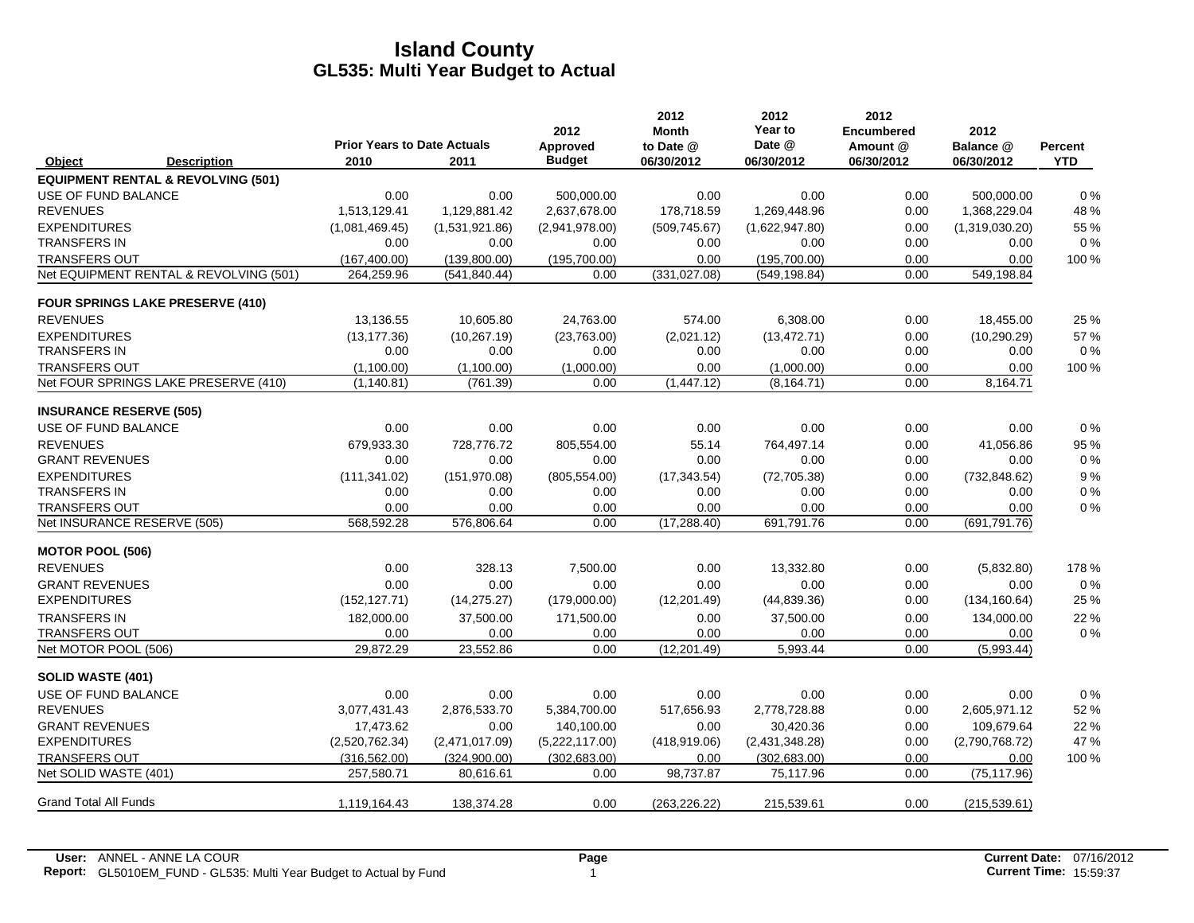# Island County
## GL535: Multi Year Budget to Actual

| Object | Description | Prior Years to Date Actuals 2010 | 2011 | 2012 Approved Budget | 2012 Month to Date @ 06/30/2012 | 2012 Year to Date @ 06/30/2012 | 2012 Encumbered Amount @ 06/30/2012 | 2012 Balance @ 06/30/2012 | Percent YTD |
|---|---|---|---|---|---|---|---|---|---|
| **EQUIPMENT RENTAL & REVOLVING (501)** | | | | | | | | | |
| USE OF FUND BALANCE | | 0.00 | 0.00 | 500,000.00 | 0.00 | 0.00 | 0.00 | 500,000.00 | 0 % |
| REVENUES | | 1,513,129.41 | 1,129,881.42 | 2,637,678.00 | 178,718.59 | 1,269,448.96 | 0.00 | 1,368,229.04 | 48 % |
| EXPENDITURES | | (1,081,469.45) | (1,531,921.86) | (2,941,978.00) | (509,745.67) | (1,622,947.80) | 0.00 | (1,319,030.20) | 55 % |
| TRANSFERS IN | | 0.00 | 0.00 | 0.00 | 0.00 | 0.00 | 0.00 | 0.00 | 0 % |
| TRANSFERS OUT | | (167,400.00) | (139,800.00) | (195,700.00) | 0.00 | (195,700.00) | 0.00 | 0.00 | 100 % |
| Net EQUIPMENT RENTAL & REVOLVING (501) | | 264,259.96 | (541,840.44) | 0.00 | (331,027.08) | (549,198.84) | 0.00 | 549,198.84 | |
| **FOUR SPRINGS LAKE PRESERVE (410)** | | | | | | | | | |
| REVENUES | | 13,136.55 | 10,605.80 | 24,763.00 | 574.00 | 6,308.00 | 0.00 | 18,455.00 | 25 % |
| EXPENDITURES | | (13,177.36) | (10,267.19) | (23,763.00) | (2,021.12) | (13,472.71) | 0.00 | (10,290.29) | 57 % |
| TRANSFERS IN | | 0.00 | 0.00 | 0.00 | 0.00 | 0.00 | 0.00 | 0.00 | 0 % |
| TRANSFERS OUT | | (1,100.00) | (1,100.00) | (1,000.00) | 0.00 | (1,000.00) | 0.00 | 0.00 | 100 % |
| Net FOUR SPRINGS LAKE PRESERVE (410) | | (1,140.81) | (761.39) | 0.00 | (1,447.12) | (8,164.71) | 0.00 | 8,164.71 | |
| **INSURANCE RESERVE (505)** | | | | | | | | | |
| USE OF FUND BALANCE | | 0.00 | 0.00 | 0.00 | 0.00 | 0.00 | 0.00 | 0.00 | 0 % |
| REVENUES | | 679,933.30 | 728,776.72 | 805,554.00 | 55.14 | 764,497.14 | 0.00 | 41,056.86 | 95 % |
| GRANT REVENUES | | 0.00 | 0.00 | 0.00 | 0.00 | 0.00 | 0.00 | 0.00 | 0 % |
| EXPENDITURES | | (111,341.02) | (151,970.08) | (805,554.00) | (17,343.54) | (72,705.38) | 0.00 | (732,848.62) | 9 % |
| TRANSFERS IN | | 0.00 | 0.00 | 0.00 | 0.00 | 0.00 | 0.00 | 0.00 | 0 % |
| TRANSFERS OUT | | 0.00 | 0.00 | 0.00 | 0.00 | 0.00 | 0.00 | 0.00 | 0 % |
| Net INSURANCE RESERVE (505) | | 568,592.28 | 576,806.64 | 0.00 | (17,288.40) | 691,791.76 | 0.00 | (691,791.76) | |
| **MOTOR POOL (506)** | | | | | | | | | |
| REVENUES | | 0.00 | 328.13 | 7,500.00 | 0.00 | 13,332.80 | 0.00 | (5,832.80) | 178 % |
| GRANT REVENUES | | 0.00 | 0.00 | 0.00 | 0.00 | 0.00 | 0.00 | 0.00 | 0 % |
| EXPENDITURES | | (152,127.71) | (14,275.27) | (179,000.00) | (12,201.49) | (44,839.36) | 0.00 | (134,160.64) | 25 % |
| TRANSFERS IN | | 182,000.00 | 37,500.00 | 171,500.00 | 0.00 | 37,500.00 | 0.00 | 134,000.00 | 22 % |
| TRANSFERS OUT | | 0.00 | 0.00 | 0.00 | 0.00 | 0.00 | 0.00 | 0.00 | 0 % |
| Net MOTOR POOL (506) | | 29,872.29 | 23,552.86 | 0.00 | (12,201.49) | 5,993.44 | 0.00 | (5,993.44) | |
| **SOLID WASTE (401)** | | | | | | | | | |
| USE OF FUND BALANCE | | 0.00 | 0.00 | 0.00 | 0.00 | 0.00 | 0.00 | 0.00 | 0 % |
| REVENUES | | 3,077,431.43 | 2,876,533.70 | 5,384,700.00 | 517,656.93 | 2,778,728.88 | 0.00 | 2,605,971.12 | 52 % |
| GRANT REVENUES | | 17,473.62 | 0.00 | 140,100.00 | 0.00 | 30,420.36 | 0.00 | 109,679.64 | 22 % |
| EXPENDITURES | | (2,520,762.34) | (2,471,017.09) | (5,222,117.00) | (418,919.06) | (2,431,348.28) | 0.00 | (2,790,768.72) | 47 % |
| TRANSFERS OUT | | (316,562.00) | (324,900.00) | (302,683.00) | 0.00 | (302,683.00) | 0.00 | 0.00 | 100 % |
| Net SOLID WASTE (401) | | 257,580.71 | 80,616.61 | 0.00 | 98,737.87 | 75,117.96 | 0.00 | (75,117.96) | |
| Grand Total All Funds | | 1,119,164.43 | 138,374.28 | 0.00 | (263,226.22) | 215,539.61 | 0.00 | (215,539.61) | |

**User:** ANNEL - ANNE LA COUR
**Report:** GL5010EM_FUND - GL535: Multi Year Budget to Actual by Fund

**Current Date:** 07/16/2012
**Current Time:** 15:59:37